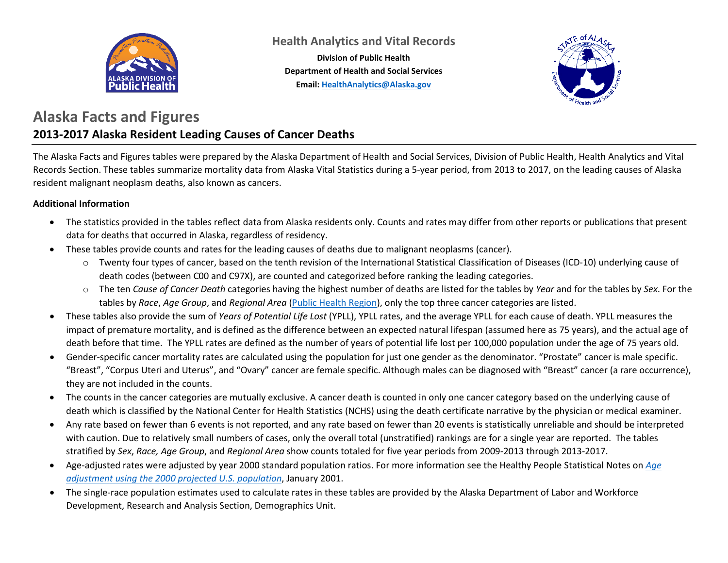## Health Analytics and Vital Records

**Division of Public Health**
**Department of Health and Social Services**
**Email: [HealthAnalytics@Alaska.gov](mailto:HealthAnalytics@Alaska.gov)**

# Alaska Facts and Figures

## 2013-2017 Alaska Resident Leading Causes of Cancer Deaths

The Alaska Facts and Figures tables were prepared by the Alaska Department of Health and Social Services, Division of Public Health, Health Analytics and Vital Records Section. These tables summarize mortality data from Alaska Vital Statistics during a 5-year period, from 2013 to 2017, on the leading causes of Alaska resident malignant neoplasm deaths, also known as cancers.

**Additional Information**

- The statistics provided in the tables reflect data from Alaska residents only. Counts and rates may differ from other reports or publications that present data for deaths that occurred in Alaska, regardless of residency.
- These tables provide counts and rates for the leading causes of deaths due to malignant neoplasms (cancer).
  - Twenty four types of cancer, based on the tenth revision of the International Statistical Classification of Diseases (ICD-10) underlying cause of death codes (between C00 and C97X), are counted and categorized before ranking the leading categories.
  - The ten *Cause of Cancer Death* categories having the highest number of deaths are listed for the tables by *Year* and for the tables by *Sex.* For the tables by *Race*, *Age Group*, and *Regional Area* (Public Health Region), only the top three cancer categories are listed.
- These tables also provide the sum of *Years of Potential Life Lost* (YPLL), YPLL rates, and the average YPLL for each cause of death. YPLL measures the impact of premature mortality, and is defined as the difference between an expected natural lifespan (assumed here as 75 years), and the actual age of death before that time. The YPLL rates are defined as the number of years of potential life lost per 100,000 population under the age of 75 years old.
- Gender-specific cancer mortality rates are calculated using the population for just one gender as the denominator. "Prostate" cancer is male specific. "Breast", "Corpus Uteri and Uterus", and "Ovary" cancer are female specific. Although males can be diagnosed with "Breast" cancer (a rare occurrence), they are not included in the counts.
- The counts in the cancer categories are mutually exclusive. A cancer death is counted in only one cancer category based on the underlying cause of death which is classified by the National Center for Health Statistics (NCHS) using the death certificate narrative by the physician or medical examiner.
- Any rate based on fewer than 6 events is not reported, and any rate based on fewer than 20 events is statistically unreliable and should be interpreted with caution. Due to relatively small numbers of cases, only the overall total (unstratified) rankings are for a single year are reported. The tables stratified by *Sex*, *Race, Age Group*, and *Regional Area* show counts totaled for five year periods from 2009-2013 through 2013-2017.
- Age-adjusted rates were adjusted by year 2000 standard population ratios. For more information see the Healthy People Statistical Notes on *Age adjustment using the 2000 projected U.S. population*, January 2001.
- The single-race population estimates used to calculate rates in these tables are provided by the Alaska Department of Labor and Workforce Development, Research and Analysis Section, Demographics Unit.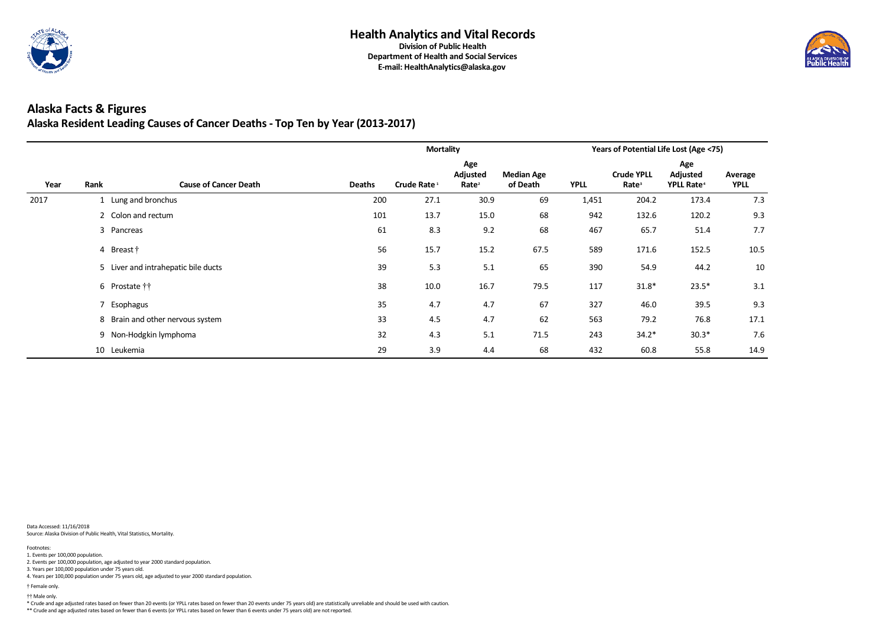# Health Analytics and Vital Records

**Division of Public Health**
**Department of Health and Social Services**
**E-mail: HealthAnalytics@alaska.gov**

## Alaska Facts & Figures

### Alaska Resident Leading Causes of Cancer Deaths - Top Ten by Year (2013-2017)

| | | | Mortality | | | | Years of Potential Life Lost (Age <75) | | | |
|---|---|---|---|---|---|---|---|---|---|---|
| Year | Rank | Cause of Cancer Death | Deaths | Crude Rate [1] | Age Adjusted Rate [2] | Median Age of Death | YPLL | Crude YPLL Rate [3] | Age Adjusted YPLL Rate [4] | Average YPLL |
| 2017 | 1 | Lung and bronchus | 200 | 27.1 | 30.9 | 69 | 1,451 | 204.2 | 173.4 | 7.3 |
| | 2 | Colon and rectum | 101 | 13.7 | 15.0 | 68 | 942 | 132.6 | 120.2 | 9.3 |
| | 3 | Pancreas | 61 | 8.3 | 9.2 | 68 | 467 | 65.7 | 51.4 | 7.7 |
| | 4 | Breast † | 56 | 15.7 | 15.2 | 67.5 | 589 | 171.6 | 152.5 | 10.5 |
| | 5 | Liver and intrahepatic bile ducts | 39 | 5.3 | 5.1 | 65 | 390 | 54.9 | 44.2 | 10 |
| | 6 | Prostate †† | 38 | 10.0 | 16.7 | 79.5 | 117 | 31.8* | 23.5* | 3.1 |
| | 7 | Esophagus | 35 | 4.7 | 4.7 | 67 | 327 | 46.0 | 39.5 | 9.3 |
| | 8 | Brain and other nervous system | 33 | 4.5 | 4.7 | 62 | 563 | 79.2 | 76.8 | 17.1 |
| | 9 | Non-Hodgkin lymphoma | 32 | 4.3 | 5.1 | 71.5 | 243 | 34.2* | 30.3* | 7.6 |
| | 10 | Leukemia | 29 | 3.9 | 4.4 | 68 | 432 | 60.8 | 55.8 | 14.9 |

Data Accessed: 11/16/2018
Source: Alaska Division of Public Health, Vital Statistics, Mortality.

Footnotes:
1. Events per 100,000 population.
2. Events per 100,000 population, age adjusted to year 2000 standard population.
3. Years per 100,000 population under 75 years old.
4. Years per 100,000 population under 75 years old, age adjusted to year 2000 standard population.

† Female only.

†† Male only.
* Crude and age adjusted rates based on fewer than 20 events (or YPLL rates based on fewer than 20 events under 75 years old) are statistically unreliable and should be used with caution.
** Crude and age adjusted rates based on fewer than 6 events (or YPLL rates based on fewer than 6 events under 75 years old) are not reported.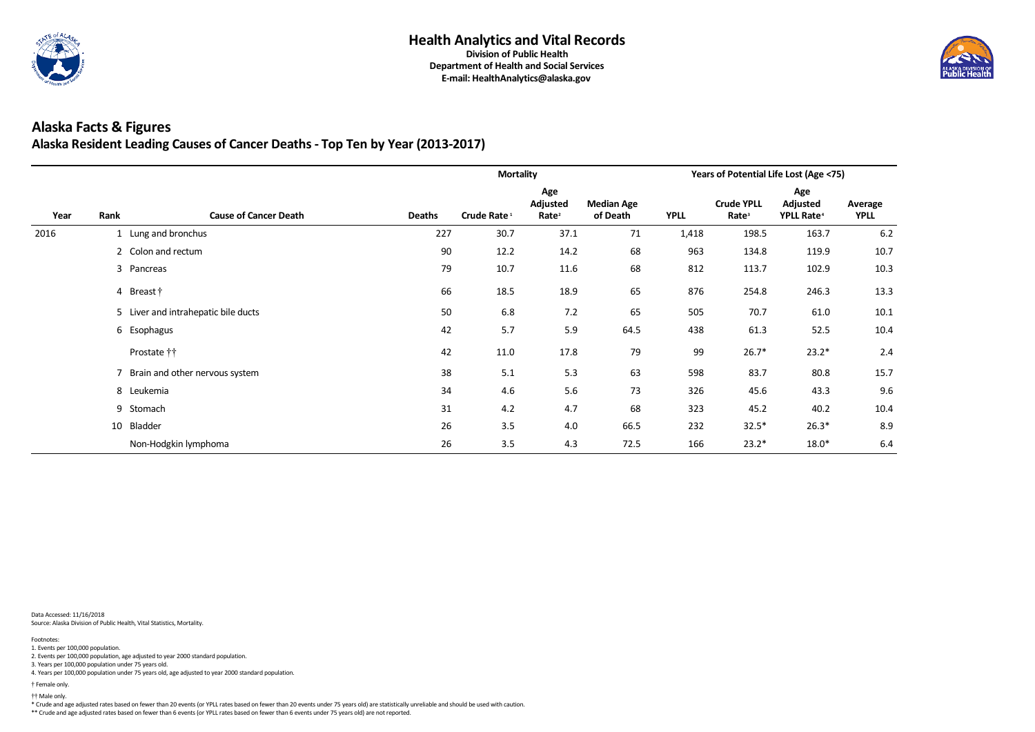## Health Analytics and Vital Records

**Division of Public Health**
**Department of Health and Social Services**
**E-mail: HealthAnalytics@alaska.gov**

# Alaska Facts & Figures

## Alaska Resident Leading Causes of Cancer Deaths - Top Ten by Year (2013-2017)

| | | | Mortality | | | | Years of Potential Life Lost (Age <75) | | | |
|---|---|---|---|---|---|---|---|---|---|---|
| Year | Rank | Cause of Cancer Death | Deaths | Crude Rate[1] | Age Adjusted Rate[2] | Median Age of Death | YPLL | Crude YPLL Rate[3] | Age Adjusted YPLL Rate[4] | Average YPLL |
| 2016 | 1 | Lung and bronchus | 227 | 30.7 | 37.1 | 71 | 1,418 | 198.5 | 163.7 | 6.2 |
| | 2 | Colon and rectum | 90 | 12.2 | 14.2 | 68 | 963 | 134.8 | 119.9 | 10.7 |
| | 3 | Pancreas | 79 | 10.7 | 11.6 | 68 | 812 | 113.7 | 102.9 | 10.3 |
| | 4 | Breast † | 66 | 18.5 | 18.9 | 65 | 876 | 254.8 | 246.3 | 13.3 |
| | 5 | Liver and intrahepatic bile ducts | 50 | 6.8 | 7.2 | 65 | 505 | 70.7 | 61.0 | 10.1 |
| | 6 | Esophagus | 42 | 5.7 | 5.9 | 64.5 | 438 | 61.3 | 52.5 | 10.4 |
| | | Prostate †† | 42 | 11.0 | 17.8 | 79 | 99 | 26.7* | 23.2* | 2.4 |
| | 7 | Brain and other nervous system | 38 | 5.1 | 5.3 | 63 | 598 | 83.7 | 80.8 | 15.7 |
| | 8 | Leukemia | 34 | 4.6 | 5.6 | 73 | 326 | 45.6 | 43.3 | 9.6 |
| | 9 | Stomach | 31 | 4.2 | 4.7 | 68 | 323 | 45.2 | 40.2 | 10.4 |
| | 10 | Bladder | 26 | 3.5 | 4.0 | 66.5 | 232 | 32.5* | 26.3* | 8.9 |
| | | Non-Hodgkin lymphoma | 26 | 3.5 | 4.3 | 72.5 | 166 | 23.2* | 18.0* | 6.4 |

Data Accessed: 11/16/2018
Source: Alaska Division of Public Health, Vital Statistics, Mortality.

Footnotes:
1. Events per 100,000 population.
2. Events per 100,000 population, age adjusted to year 2000 standard population.
3. Years per 100,000 population under 75 years old.
4. Years per 100,000 population under 75 years old, age adjusted to year 2000 standard population.

† Female only.

†† Male only.
* Crude and age adjusted rates based on fewer than 20 events (or YPLL rates based on fewer than 20 events under 75 years old) are statistically unreliable and should be used with caution.
** Crude and age adjusted rates based on fewer than 6 events (or YPLL rates based on fewer than 6 events under 75 years old) are not reported.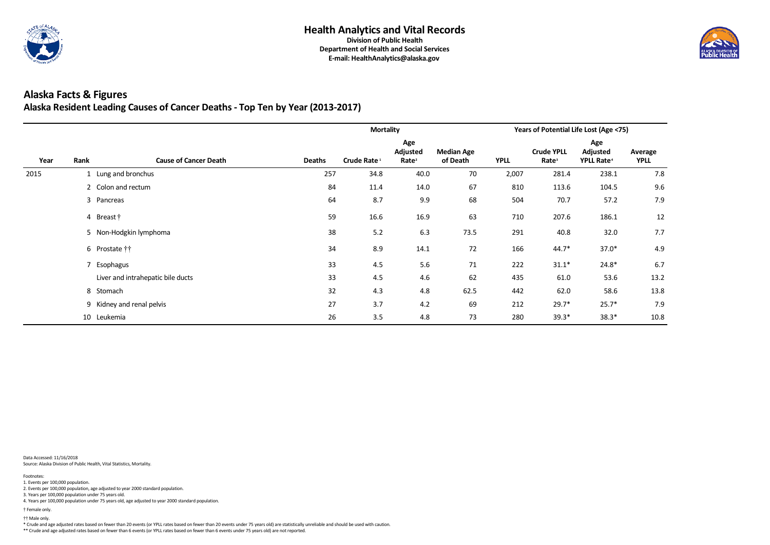# Health Analytics and Vital Records

**Division of Public Health**
**Department of Health and Social Services**
**E-mail: HealthAnalytics@alaska.gov**

## Alaska Facts & Figures

### Alaska Resident Leading Causes of Cancer Deaths - Top Ten by Year (2013-2017)

| | | | Mortality | | | | Years of Potential Life Lost (Age <75) | | | |
|---|---|---|---|---|---|---|---|---|---|---|
| Year | Rank | Cause of Cancer Death | Deaths | Crude Rate [1] | Age Adjusted Rate [2] | Median Age of Death | YPLL | Crude YPLL Rate [3] | Age Adjusted YPLL Rate [4] | Average YPLL |
| 2015 | 1 | Lung and bronchus | 257 | 34.8 | 40.0 | 70 | 2,007 | 281.4 | 238.1 | 7.8 |
| | 2 | Colon and rectum | 84 | 11.4 | 14.0 | 67 | 810 | 113.6 | 104.5 | 9.6 |
| | 3 | Pancreas | 64 | 8.7 | 9.9 | 68 | 504 | 70.7 | 57.2 | 7.9 |
| | 4 | Breast † | 59 | 16.6 | 16.9 | 63 | 710 | 207.6 | 186.1 | 12 |
| | 5 | Non-Hodgkin lymphoma | 38 | 5.2 | 6.3 | 73.5 | 291 | 40.8 | 32.0 | 7.7 |
| | 6 | Prostate †† | 34 | 8.9 | 14.1 | 72 | 166 | 44.7* | 37.0* | 4.9 |
| | 7 | Esophagus | 33 | 4.5 | 5.6 | 71 | 222 | 31.1* | 24.8* | 6.7 |
| | | Liver and intrahepatic bile ducts | 33 | 4.5 | 4.6 | 62 | 435 | 61.0 | 53.6 | 13.2 |
| | 8 | Stomach | 32 | 4.3 | 4.8 | 62.5 | 442 | 62.0 | 58.6 | 13.8 |
| | 9 | Kidney and renal pelvis | 27 | 3.7 | 4.2 | 69 | 212 | 29.7* | 25.7* | 7.9 |
| | 10 | Leukemia | 26 | 3.5 | 4.8 | 73 | 280 | 39.3* | 38.3* | 10.8 |

Data Accessed: 11/16/2018
Source: Alaska Division of Public Health, Vital Statistics, Mortality.

Footnotes:
1. Events per 100,000 population.
2. Events per 100,000 population, age adjusted to year 2000 standard population.
3. Years per 100,000 population under 75 years old.
4. Years per 100,000 population under 75 years old, age adjusted to year 2000 standard population.

† Female only.

†† Male only.
* Crude and age adjusted rates based on fewer than 20 events (or YPLL rates based on fewer than 20 events under 75 years old) are statistically unreliable and should be used with caution.
** Crude and age adjusted rates based on fewer than 6 events (or YPLL rates based on fewer than 6 events under 75 years old) are not reported.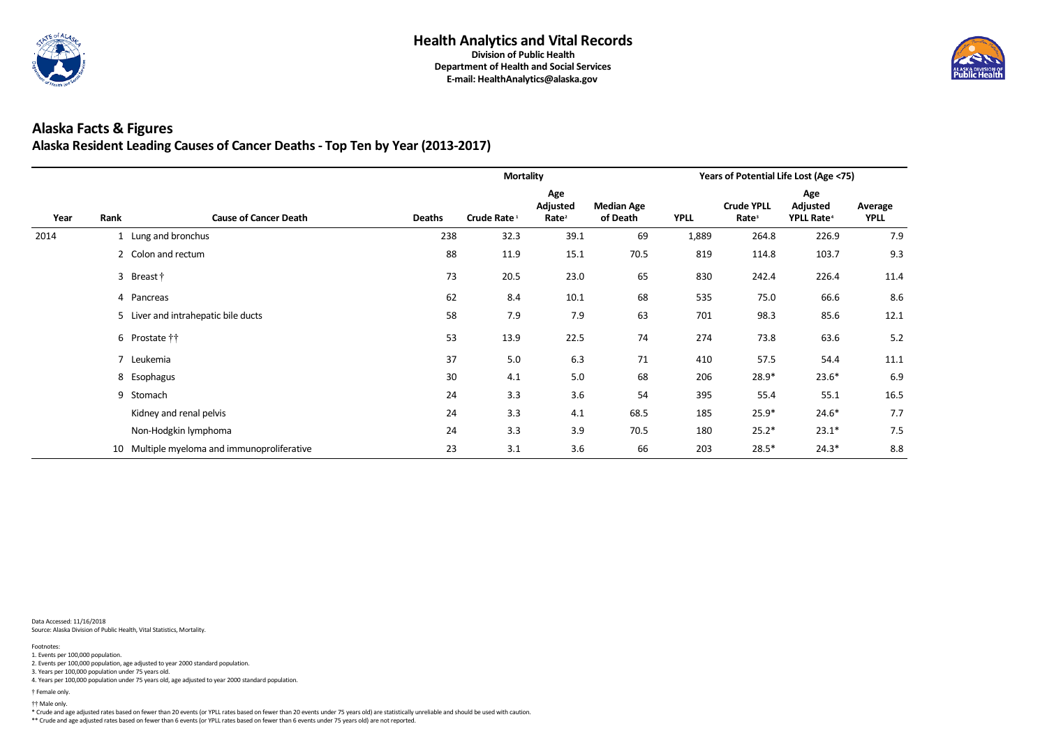# Health Analytics and Vital Records

**Division of Public Health**
**Department of Health and Social Services**
**E-mail: HealthAnalytics@alaska.gov**

## Alaska Facts & Figures

### Alaska Resident Leading Causes of Cancer Deaths - Top Ten by Year (2013-2017)

| | | | Mortality | | | | Years of Potential Life Lost (Age <75) | | | |
|---|---|---|---|---|---|---|---|---|---|---|
| Year | Rank | Cause of Cancer Death | Deaths | Crude Rate [1] | Age Adjusted Rate [2] | Median Age of Death | YPLL | Crude YPLL Rate [3] | Age Adjusted YPLL Rate [4] | Average YPLL |
| 2014 | 1 | Lung and bronchus | 238 | 32.3 | 39.1 | 69 | 1,889 | 264.8 | 226.9 | 7.9 |
| | 2 | Colon and rectum | 88 | 11.9 | 15.1 | 70.5 | 819 | 114.8 | 103.7 | 9.3 |
| | 3 | Breast † | 73 | 20.5 | 23.0 | 65 | 830 | 242.4 | 226.4 | 11.4 |
| | 4 | Pancreas | 62 | 8.4 | 10.1 | 68 | 535 | 75.0 | 66.6 | 8.6 |
| | 5 | Liver and intrahepatic bile ducts | 58 | 7.9 | 7.9 | 63 | 701 | 98.3 | 85.6 | 12.1 |
| | 6 | Prostate †† | 53 | 13.9 | 22.5 | 74 | 274 | 73.8 | 63.6 | 5.2 |
| | 7 | Leukemia | 37 | 5.0 | 6.3 | 71 | 410 | 57.5 | 54.4 | 11.1 |
| | 8 | Esophagus | 30 | 4.1 | 5.0 | 68 | 206 | 28.9* | 23.6* | 6.9 |
| | 9 | Stomach | 24 | 3.3 | 3.6 | 54 | 395 | 55.4 | 55.1 | 16.5 |
| | | Kidney and renal pelvis | 24 | 3.3 | 4.1 | 68.5 | 185 | 25.9* | 24.6* | 7.7 |
| | | Non-Hodgkin lymphoma | 24 | 3.3 | 3.9 | 70.5 | 180 | 25.2* | 23.1* | 7.5 |
| | 10 | Multiple myeloma and immunoproliferative | 23 | 3.1 | 3.6 | 66 | 203 | 28.5* | 24.3* | 8.8 |

Data Accessed: 11/16/2018
Source: Alaska Division of Public Health, Vital Statistics, Mortality.

Footnotes:
1. Events per 100,000 population.
2. Events per 100,000 population, age adjusted to year 2000 standard population.
3. Years per 100,000 population under 75 years old.
4. Years per 100,000 population under 75 years old, age adjusted to year 2000 standard population.

† Female only.

†† Male only.
* Crude and age adjusted rates based on fewer than 20 events (or YPLL rates based on fewer than 20 events under 75 years old) are statistically unreliable and should be used with caution.
** Crude and age adjusted rates based on fewer than 6 events (or YPLL rates based on fewer than 6 events under 75 years old) are not reported.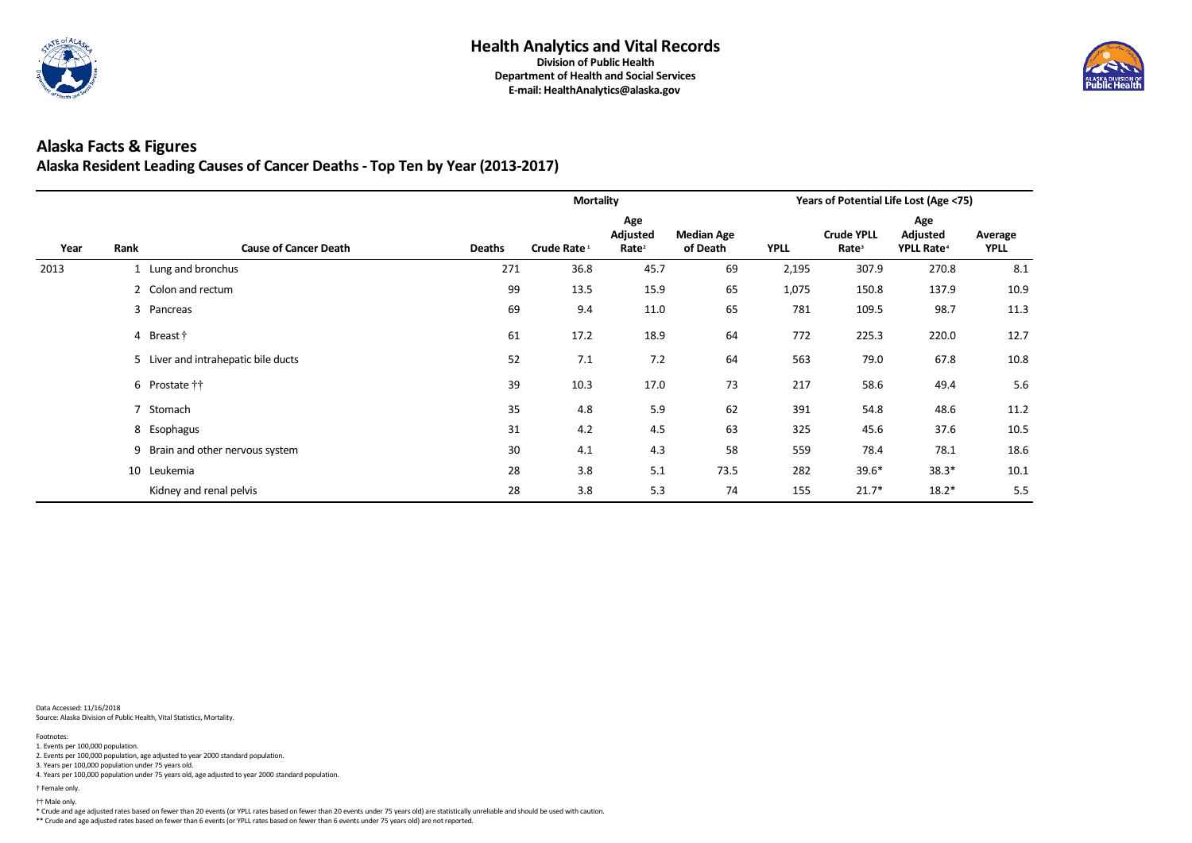# Health Analytics and Vital Records

**Division of Public Health**
**Department of Health and Social Services**
**E-mail: HealthAnalytics@alaska.gov**

## Alaska Facts & Figures

### Alaska Resident Leading Causes of Cancer Deaths - Top Ten by Year (2013-2017)

| | | | Mortality | | | | Years of Potential Life Lost (Age <75) | | | |
|---|---|---|---|---|---|---|---|---|---|---|
| Year | Rank | Cause of Cancer Death | Deaths | Crude Rate [1] | Age Adjusted Rate [2] | Median Age of Death | YPLL | Crude YPLL Rate [3] | Age Adjusted YPLL Rate [4] | Average YPLL |
| 2013 | 1 | Lung and bronchus | 271 | 36.8 | 45.7 | 69 | 2,195 | 307.9 | 270.8 | 8.1 |
| | 2 | Colon and rectum | 99 | 13.5 | 15.9 | 65 | 1,075 | 150.8 | 137.9 | 10.9 |
| | 3 | Pancreas | 69 | 9.4 | 11.0 | 65 | 781 | 109.5 | 98.7 | 11.3 |
| | 4 | Breast † | 61 | 17.2 | 18.9 | 64 | 772 | 225.3 | 220.0 | 12.7 |
| | 5 | Liver and intrahepatic bile ducts | 52 | 7.1 | 7.2 | 64 | 563 | 79.0 | 67.8 | 10.8 |
| | 6 | Prostate †† | 39 | 10.3 | 17.0 | 73 | 217 | 58.6 | 49.4 | 5.6 |
| | 7 | Stomach | 35 | 4.8 | 5.9 | 62 | 391 | 54.8 | 48.6 | 11.2 |
| | 8 | Esophagus | 31 | 4.2 | 4.5 | 63 | 325 | 45.6 | 37.6 | 10.5 |
| | 9 | Brain and other nervous system | 30 | 4.1 | 4.3 | 58 | 559 | 78.4 | 78.1 | 18.6 |
| | 10 | Leukemia | 28 | 3.8 | 5.1 | 73.5 | 282 | 39.6* | 38.3* | 10.1 |
| | | Kidney and renal pelvis | 28 | 3.8 | 5.3 | 74 | 155 | 21.7* | 18.2* | 5.5 |

Data Accessed: 11/16/2018
Source: Alaska Division of Public Health, Vital Statistics, Mortality.

Footnotes:
1. Events per 100,000 population.
2. Events per 100,000 population, age adjusted to year 2000 standard population.
3. Years per 100,000 population under 75 years old.
4. Years per 100,000 population under 75 years old, age adjusted to year 2000 standard population.

† Female only.

†† Male only.
* Crude and age adjusted rates based on fewer than 20 events (or YPLL rates based on fewer than 20 events under 75 years old) are statistically unreliable and should be used with caution.
** Crude and age adjusted rates based on fewer than 6 events (or YPLL rates based on fewer than 6 events under 75 years old) are not reported.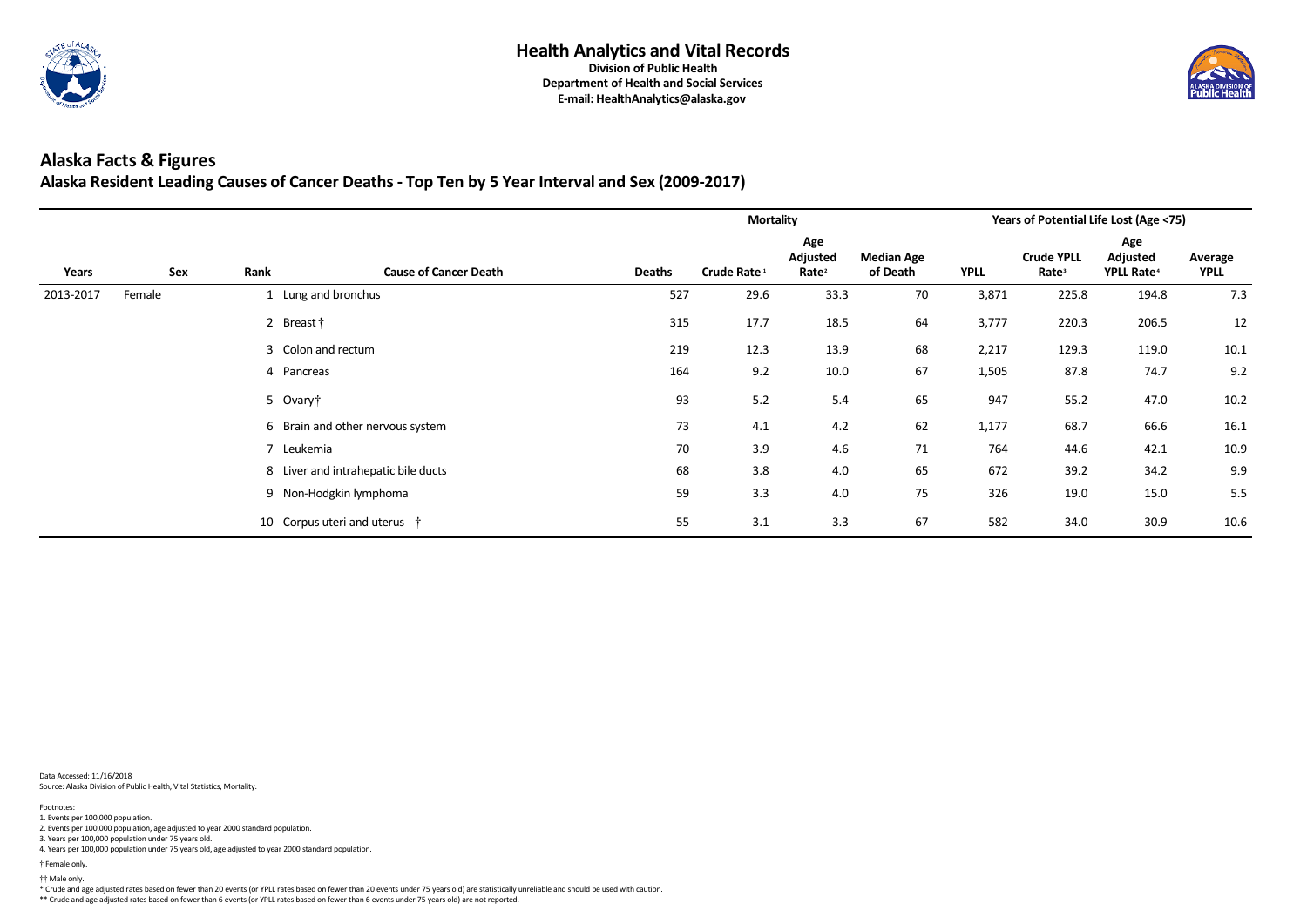# Health Analytics and Vital Records

**Division of Public Health**
**Department of Health and Social Services**
**E-mail: HealthAnalytics@alaska.gov**

## Alaska Facts & Figures

### Alaska Resident Leading Causes of Cancer Deaths - Top Ten by 5 Year Interval and Sex (2009-2017)

| | | | | Mortality | | | | Years of Potential Life Lost (Age <75) | | | |
|---|---|---|---|---|---|---|---|---|---|---|---|
| Years | Sex | Rank | Cause of Cancer Death | Deaths | Crude Rate [1] | Age Adjusted Rate [2] | Median Age of Death | YPLL | Crude YPLL Rate [3] | Age Adjusted YPLL Rate [4] | Average YPLL |
| 2013-2017 | Female | 1 | Lung and bronchus | 527 | 29.6 | 33.3 | 70 | 3,871 | 225.8 | 194.8 | 7.3 |
| | | 2 | Breast † | 315 | 17.7 | 18.5 | 64 | 3,777 | 220.3 | 206.5 | 12 |
| | | 3 | Colon and rectum | 219 | 12.3 | 13.9 | 68 | 2,217 | 129.3 | 119.0 | 10.1 |
| | | 4 | Pancreas | 164 | 9.2 | 10.0 | 67 | 1,505 | 87.8 | 74.7 | 9.2 |
| | | 5 | Ovary † | 93 | 5.2 | 5.4 | 65 | 947 | 55.2 | 47.0 | 10.2 |
| | | 6 | Brain and other nervous system | 73 | 4.1 | 4.2 | 62 | 1,177 | 68.7 | 66.6 | 16.1 |
| | | 7 | Leukemia | 70 | 3.9 | 4.6 | 71 | 764 | 44.6 | 42.1 | 10.9 |
| | | 8 | Liver and intrahepatic bile ducts | 68 | 3.8 | 4.0 | 65 | 672 | 39.2 | 34.2 | 9.9 |
| | | 9 | Non-Hodgkin lymphoma | 59 | 3.3 | 4.0 | 75 | 326 | 19.0 | 15.0 | 5.5 |
| | | 10 | Corpus uteri and uterus † | 55 | 3.1 | 3.3 | 67 | 582 | 34.0 | 30.9 | 10.6 |

Data Accessed: 11/16/2018
Source: Alaska Division of Public Health, Vital Statistics, Mortality.

Footnotes:
1. Events per 100,000 population.
2. Events per 100,000 population, age adjusted to year 2000 standard population.
3. Years per 100,000 population under 75 years old.
4. Years per 100,000 population under 75 years old, age adjusted to year 2000 standard population.

† Female only.

†† Male only.
* Crude and age adjusted rates based on fewer than 20 events (or YPLL rates based on fewer than 20 events under 75 years old) are statistically unreliable and should be used with caution.
** Crude and age adjusted rates based on fewer than 6 events (or YPLL rates based on fewer than 6 events under 75 years old) are not reported.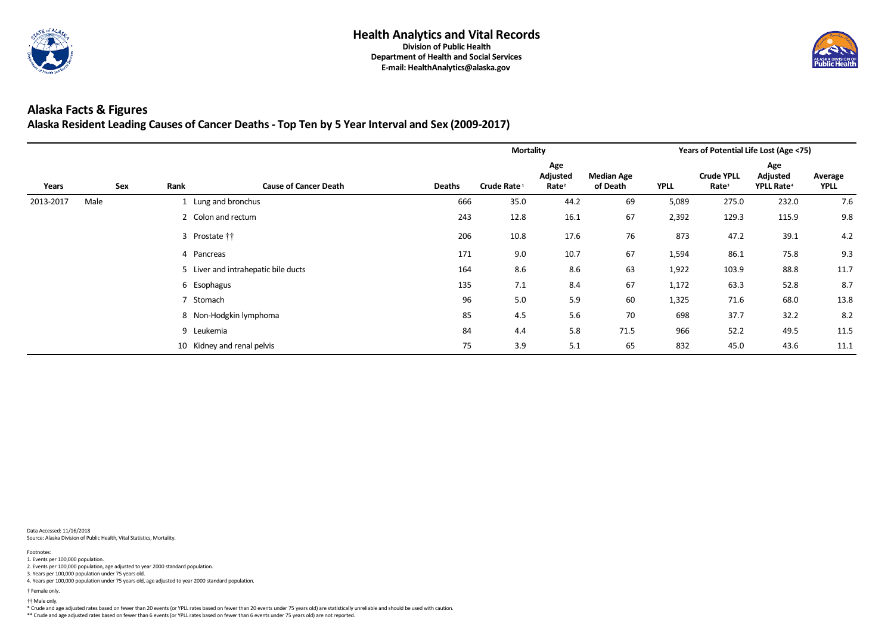# Health Analytics and Vital Records

**Division of Public Health**
**Department of Health and Social Services**
**E-mail: HealthAnalytics@alaska.gov**

## Alaska Facts & Figures

### Alaska Resident Leading Causes of Cancer Deaths - Top Ten by 5 Year Interval and Sex (2009-2017)

| | | | | Mortality | | | | Years of Potential Life Lost (Age <75) | | | |
|---|---|---|---|---|---|---|---|---|---|---|---|
| Years | Sex | Rank | Cause of Cancer Death | Deaths | Crude Rate [1] | Age Adjusted Rate [2] | Median Age of Death | YPLL | Crude YPLL Rate [3] | Age Adjusted YPLL Rate [4] | Average YPLL |
| 2013-2017 | Male | 1 | Lung and bronchus | 666 | 35.0 | 44.2 | 69 | 5,089 | 275.0 | 232.0 | 7.6 |
| | | 2 | Colon and rectum | 243 | 12.8 | 16.1 | 67 | 2,392 | 129.3 | 115.9 | 9.8 |
| | | 3 | Prostate †† | 206 | 10.8 | 17.6 | 76 | 873 | 47.2 | 39.1 | 4.2 |
| | | 4 | Pancreas | 171 | 9.0 | 10.7 | 67 | 1,594 | 86.1 | 75.8 | 9.3 |
| | | 5 | Liver and intrahepatic bile ducts | 164 | 8.6 | 8.6 | 63 | 1,922 | 103.9 | 88.8 | 11.7 |
| | | 6 | Esophagus | 135 | 7.1 | 8.4 | 67 | 1,172 | 63.3 | 52.8 | 8.7 |
| | | 7 | Stomach | 96 | 5.0 | 5.9 | 60 | 1,325 | 71.6 | 68.0 | 13.8 |
| | | 8 | Non-Hodgkin lymphoma | 85 | 4.5 | 5.6 | 70 | 698 | 37.7 | 32.2 | 8.2 |
| | | 9 | Leukemia | 84 | 4.4 | 5.8 | 71.5 | 966 | 52.2 | 49.5 | 11.5 |
| | | 10 | Kidney and renal pelvis | 75 | 3.9 | 5.1 | 65 | 832 | 45.0 | 43.6 | 11.1 |

Data Accessed: 11/16/2018
Source: Alaska Division of Public Health, Vital Statistics, Mortality.

Footnotes:
1. Events per 100,000 population.
2. Events per 100,000 population, age adjusted to year 2000 standard population.
3. Years per 100,000 population under 75 years old.
4. Years per 100,000 population under 75 years old, age adjusted to year 2000 standard population.

† Female only.

†† Male only.

* Crude and age adjusted rates based on fewer than 20 events (or YPLL rates based on fewer than 20 events under 75 years old) are statistically unreliable and should be used with caution.

** Crude and age adjusted rates based on fewer than 6 events (or YPLL rates based on fewer than 6 events under 75 years old) are not reported.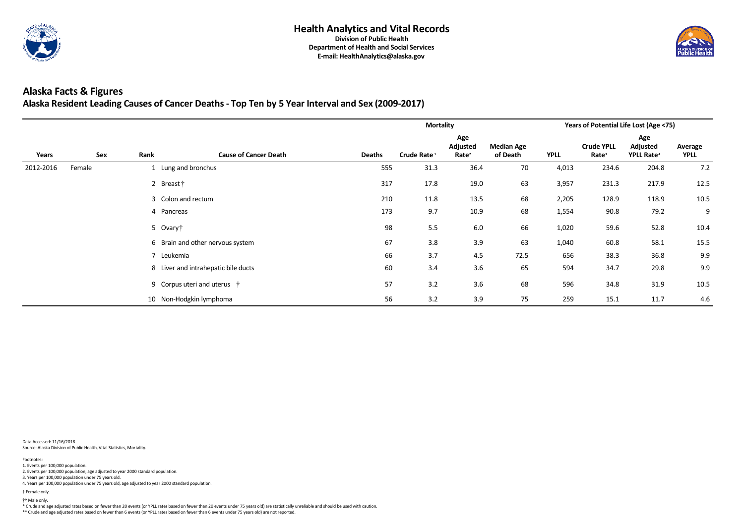**Health Analytics and Vital Records**
**Division of Public Health**
**Department of Health and Social Services**
**E-mail: HealthAnalytics@alaska.gov**

## Alaska Facts & Figures

### Alaska Resident Leading Causes of Cancer Deaths - Top Ten by 5 Year Interval and Sex (2009-2017)

| | | | | Mortality | | | | Years of Potential Life Lost (Age <75) | | | |
|---|---|---|---|---|---|---|---|---|---|---|---|
| Years | Sex | Rank | Cause of Cancer Death | Deaths | Crude Rate[1] | Age Adjusted Rate[2] | Median Age of Death | YPLL | Crude YPLL Rate[3] | Age Adjusted YPLL Rate[4] | Average YPLL |
| 2012-2016 | Female | 1 | Lung and bronchus | 555 | 31.3 | 36.4 | 70 | 4,013 | 234.6 | 204.8 | 7.2 |
| | | 2 | Breast † | 317 | 17.8 | 19.0 | 63 | 3,957 | 231.3 | 217.9 | 12.5 |
| | | 3 | Colon and rectum | 210 | 11.8 | 13.5 | 68 | 2,205 | 128.9 | 118.9 | 10.5 |
| | | 4 | Pancreas | 173 | 9.7 | 10.9 | 68 | 1,554 | 90.8 | 79.2 | 9 |
| | | 5 | Ovary† | 98 | 5.5 | 6.0 | 66 | 1,020 | 59.6 | 52.8 | 10.4 |
| | | 6 | Brain and other nervous system | 67 | 3.8 | 3.9 | 63 | 1,040 | 60.8 | 58.1 | 15.5 |
| | | 7 | Leukemia | 66 | 3.7 | 4.5 | 72.5 | 656 | 38.3 | 36.8 | 9.9 |
| | | 8 | Liver and intrahepatic bile ducts | 60 | 3.4 | 3.6 | 65 | 594 | 34.7 | 29.8 | 9.9 |
| | | 9 | Corpus uteri and uterus † | 57 | 3.2 | 3.6 | 68 | 596 | 34.8 | 31.9 | 10.5 |
| | | 10 | Non-Hodgkin lymphoma | 56 | 3.2 | 3.9 | 75 | 259 | 15.1 | 11.7 | 4.6 |

Data Accessed: 11/16/2018
Source: Alaska Division of Public Health, Vital Statistics, Mortality.

Footnotes:
1. Events per 100,000 population.
2. Events per 100,000 population, age adjusted to year 2000 standard population.
3. Years per 100,000 population under 75 years old.
4. Years per 100,000 population under 75 years old, age adjusted to year 2000 standard population.

† Female only.

†† Male only.
* Crude and age adjusted rates based on fewer than 20 events (or YPLL rates based on fewer than 20 events under 75 years old) are statistically unreliable and should be used with caution.
** Crude and age adjusted rates based on fewer than 6 events (or YPLL rates based on fewer than 6 events under 75 years old) are not reported.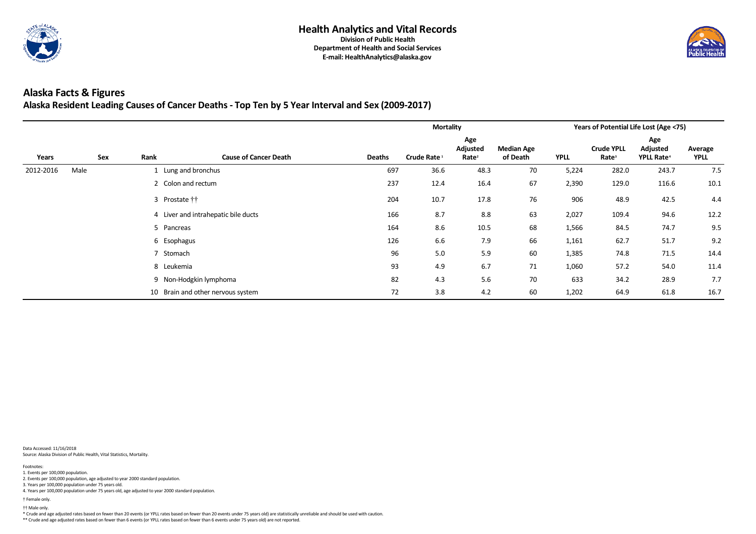# Health Analytics and Vital Records

**Division of Public Health**
**Department of Health and Social Services**
**E-mail: HealthAnalytics@alaska.gov**

## Alaska Facts & Figures

### Alaska Resident Leading Causes of Cancer Deaths - Top Ten by 5 Year Interval and Sex (2009-2017)

| | | | | Mortality | | | | Years of Potential Life Lost (Age <75) | | | |
|---|---|---|---|---|---|---|---|---|---|---|---|
| Years | Sex | Rank | Cause of Cancer Death | Deaths | Crude Rate[1] | Age Adjusted Rate[2] | Median Age of Death | YPLL | Crude YPLL Rate[3] | Age Adjusted YPLL Rate[4] | Average YPLL |
| 2012-2016 | Male | 1 | Lung and bronchus | 697 | 36.6 | 48.3 | 70 | 5,224 | 282.0 | 243.7 | 7.5 |
| | | 2 | Colon and rectum | 237 | 12.4 | 16.4 | 67 | 2,390 | 129.0 | 116.6 | 10.1 |
| | | 3 | Prostate †† | 204 | 10.7 | 17.8 | 76 | 906 | 48.9 | 42.5 | 4.4 |
| | | 4 | Liver and intrahepatic bile ducts | 166 | 8.7 | 8.8 | 63 | 2,027 | 109.4 | 94.6 | 12.2 |
| | | 5 | Pancreas | 164 | 8.6 | 10.5 | 68 | 1,566 | 84.5 | 74.7 | 9.5 |
| | | 6 | Esophagus | 126 | 6.6 | 7.9 | 66 | 1,161 | 62.7 | 51.7 | 9.2 |
| | | 7 | Stomach | 96 | 5.0 | 5.9 | 60 | 1,385 | 74.8 | 71.5 | 14.4 |
| | | 8 | Leukemia | 93 | 4.9 | 6.7 | 71 | 1,060 | 57.2 | 54.0 | 11.4 |
| | | 9 | Non-Hodgkin lymphoma | 82 | 4.3 | 5.6 | 70 | 633 | 34.2 | 28.9 | 7.7 |
| | | 10 | Brain and other nervous system | 72 | 3.8 | 4.2 | 60 | 1,202 | 64.9 | 61.8 | 16.7 |

Data Accessed: 11/16/2018
Source: Alaska Division of Public Health, Vital Statistics, Mortality.

Footnotes:
1. Events per 100,000 population.
2. Events per 100,000 population, age adjusted to year 2000 standard population.
3. Years per 100,000 population under 75 years old.
4. Years per 100,000 population under 75 years old, age adjusted to year 2000 standard population.

† Female only.

†† Male only.

* Crude and age adjusted rates based on fewer than 20 events (or YPLL rates based on fewer than 20 events under 75 years old) are statistically unreliable and should be used with caution.

** Crude and age adjusted rates based on fewer than 6 events (or YPLL rates based on fewer than 6 events under 75 years old) are not reported.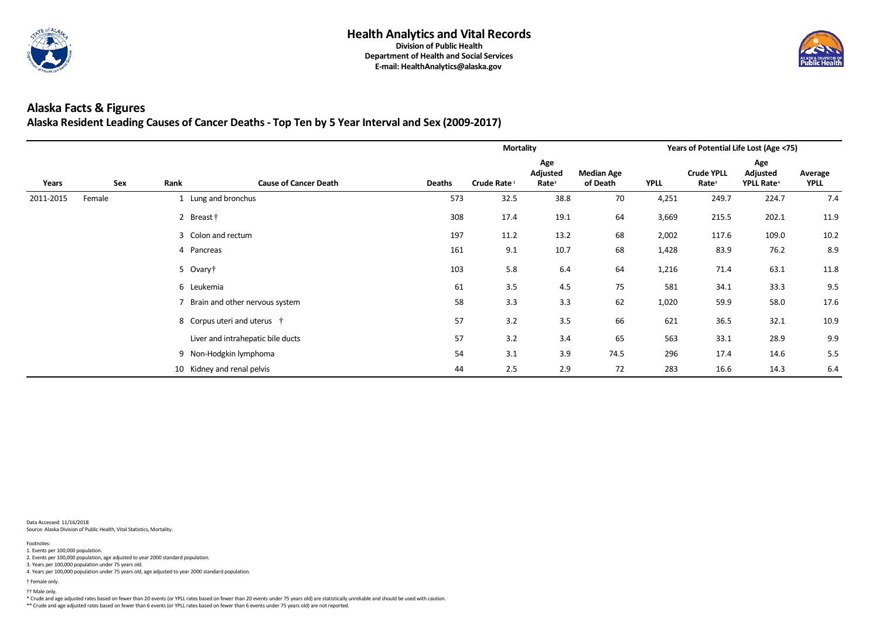# Health Analytics and Vital Records

**Division of Public Health**
**Department of Health and Social Services**
**E-mail: HealthAnalytics@alaska.gov**

## Alaska Facts & Figures

### Alaska Resident Leading Causes of Cancer Deaths - Top Ten by 5 Year Interval and Sex (2009-2017)

| | | | | Mortality | | | | Years of Potential Life Lost (Age <75) | | | |
|---|---|---|---|---|---|---|---|---|---|---|---|
| Years | Sex | Rank | Cause of Cancer Death | Deaths | Crude Rate[1] | Age Adjusted Rate[2] | Median Age of Death | YPLL | Crude YPLL Rate[3] | Age Adjusted YPLL Rate[4] | Average YPLL |
| 2011-2015 | Female | 1 | Lung and bronchus | 573 | 32.5 | 38.8 | 70 | 4,251 | 249.7 | 224.7 | 7.4 |
| | | 2 | Breast † | 308 | 17.4 | 19.1 | 64 | 3,669 | 215.5 | 202.1 | 11.9 |
| | | 3 | Colon and rectum | 197 | 11.2 | 13.2 | 68 | 2,002 | 117.6 | 109.0 | 10.2 |
| | | 4 | Pancreas | 161 | 9.1 | 10.7 | 68 | 1,428 | 83.9 | 76.2 | 8.9 |
| | | 5 | Ovary † | 103 | 5.8 | 6.4 | 64 | 1,216 | 71.4 | 63.1 | 11.8 |
| | | 6 | Leukemia | 61 | 3.5 | 4.5 | 75 | 581 | 34.1 | 33.3 | 9.5 |
| | | 7 | Brain and other nervous system | 58 | 3.3 | 3.3 | 62 | 1,020 | 59.9 | 58.0 | 17.6 |
| | | 8 | Corpus uteri and uterus † | 57 | 3.2 | 3.5 | 66 | 621 | 36.5 | 32.1 | 10.9 |
| | | | Liver and intrahepatic bile ducts | 57 | 3.2 | 3.4 | 65 | 563 | 33.1 | 28.9 | 9.9 |
| | | 9 | Non-Hodgkin lymphoma | 54 | 3.1 | 3.9 | 74.5 | 296 | 17.4 | 14.6 | 5.5 |
| | | 10 | Kidney and renal pelvis | 44 | 2.5 | 2.9 | 72 | 283 | 16.6 | 14.3 | 6.4 |

Data Accessed: 11/16/2018
Source: Alaska Division of Public Health, Vital Statistics, Mortality.

Footnotes:
1. Events per 100,000 population.
2. Events per 100,000 population, age adjusted to year 2000 standard population.
3. Years per 100,000 population under 75 years old.
4. Years per 100,000 population under 75 years old, age adjusted to year 2000 standard population.

† Female only.

†† Male only.
* Crude and age adjusted rates based on fewer than 20 events (or YPLL rates based on fewer than 20 events under 75 years old) are statistically unreliable and should be used with caution.
** Crude and age adjusted rates based on fewer than 6 events (or YPLL rates based on fewer than 6 events under 75 years old) are not reported.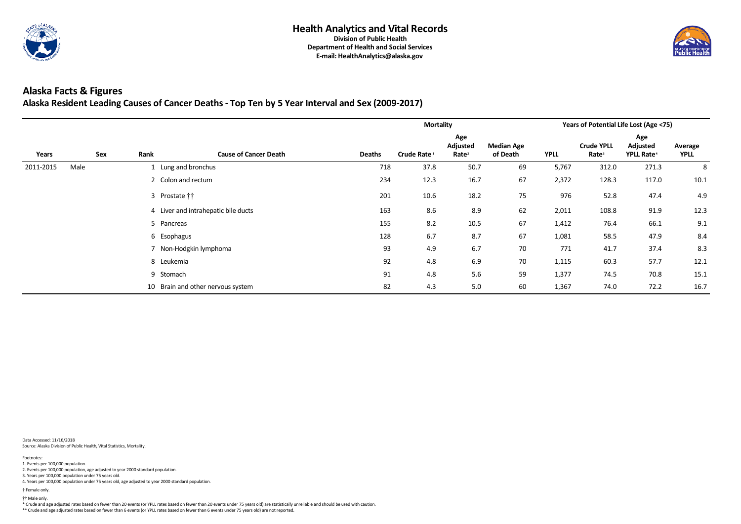# Health Analytics and Vital Records

**Division of Public Health**
**Department of Health and Social Services**
**E-mail: HealthAnalytics@alaska.gov**

## Alaska Facts & Figures

### Alaska Resident Leading Causes of Cancer Deaths - Top Ten by 5 Year Interval and Sex (2009-2017)

| | | | | Mortality | | | | Years of Potential Life Lost (Age <75) | | | |
|---|---|---|---|---|---|---|---|---|---|---|---|
| Years | Sex | Rank | Cause of Cancer Death | Deaths | Crude Rate [1] | Age Adjusted Rate [2] | Median Age of Death | YPLL | Crude YPLL Rate [3] | Age Adjusted YPLL Rate [4] | Average YPLL |
| 2011-2015 | Male | 1 | Lung and bronchus | 718 | 37.8 | 50.7 | 69 | 5,767 | 312.0 | 271.3 | 8 |
| | | 2 | Colon and rectum | 234 | 12.3 | 16.7 | 67 | 2,372 | 128.3 | 117.0 | 10.1 |
| | | 3 | Prostate †† | 201 | 10.6 | 18.2 | 75 | 976 | 52.8 | 47.4 | 4.9 |
| | | 4 | Liver and intrahepatic bile ducts | 163 | 8.6 | 8.9 | 62 | 2,011 | 108.8 | 91.9 | 12.3 |
| | | 5 | Pancreas | 155 | 8.2 | 10.5 | 67 | 1,412 | 76.4 | 66.1 | 9.1 |
| | | 6 | Esophagus | 128 | 6.7 | 8.7 | 67 | 1,081 | 58.5 | 47.9 | 8.4 |
| | | 7 | Non-Hodgkin lymphoma | 93 | 4.9 | 6.7 | 70 | 771 | 41.7 | 37.4 | 8.3 |
| | | 8 | Leukemia | 92 | 4.8 | 6.9 | 70 | 1,115 | 60.3 | 57.7 | 12.1 |
| | | 9 | Stomach | 91 | 4.8 | 5.6 | 59 | 1,377 | 74.5 | 70.8 | 15.1 |
| | | 10 | Brain and other nervous system | 82 | 4.3 | 5.0 | 60 | 1,367 | 74.0 | 72.2 | 16.7 |

Data Accessed: 11/16/2018
Source: Alaska Division of Public Health, Vital Statistics, Mortality.

Footnotes:
1. Events per 100,000 population.
2. Events per 100,000 population, age adjusted to year 2000 standard population.
3. Years per 100,000 population under 75 years old.
4. Years per 100,000 population under 75 years old, age adjusted to year 2000 standard population.

† Female only.

†† Male only.

* Crude and age adjusted rates based on fewer than 20 events (or YPLL rates based on fewer than 20 events under 75 years old) are statistically unreliable and should be used with caution.

** Crude and age adjusted rates based on fewer than 6 events (or YPLL rates based on fewer than 6 events under 75 years old) are not reported.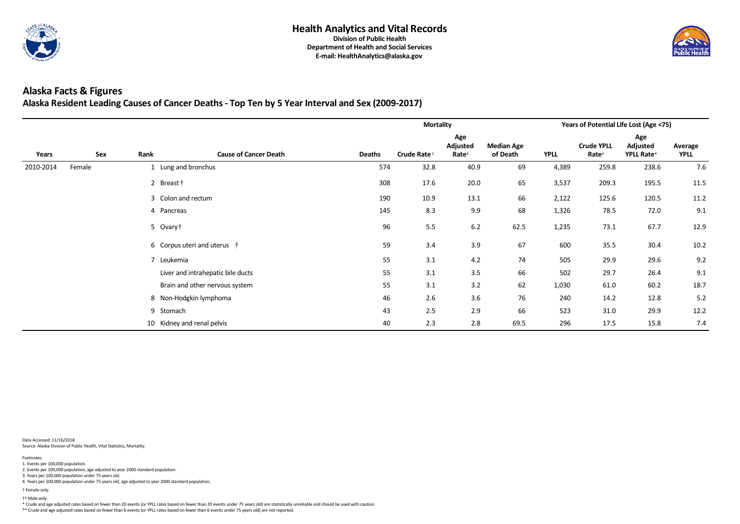# Health Analytics and Vital Records

**Division of Public Health**
**Department of Health and Social Services**
**E-mail: HealthAnalytics@alaska.gov**

## Alaska Facts & Figures

### Alaska Resident Leading Causes of Cancer Deaths - Top Ten by 5 Year Interval and Sex (2009-2017)

| | | | | Mortality | | | | Years of Potential Life Lost (Age <75) | | | |
|---|---|---|---|---|---|---|---|---|---|---|---|
| Years | Sex | Rank | Cause of Cancer Death | Deaths | Crude Rate[1] | Age Adjusted Rate[2] | Median Age of Death | YPLL | Crude YPLL Rate[3] | Age Adjusted YPLL Rate[4] | Average YPLL |
| 2010-2014 | Female | 1 | Lung and bronchus | 574 | 32.8 | 40.9 | 69 | 4,389 | 259.8 | 238.6 | 7.6 |
| | | 2 | Breast † | 308 | 17.6 | 20.0 | 65 | 3,537 | 209.3 | 195.5 | 11.5 |
| | | 3 | Colon and rectum | 190 | 10.9 | 13.1 | 66 | 2,122 | 125.6 | 120.5 | 11.2 |
| | | 4 | Pancreas | 145 | 8.3 | 9.9 | 68 | 1,326 | 78.5 | 72.0 | 9.1 |
| | | 5 | Ovary † | 96 | 5.5 | 6.2 | 62.5 | 1,235 | 73.1 | 67.7 | 12.9 |
| | | 6 | Corpus uteri and uterus † | 59 | 3.4 | 3.9 | 67 | 600 | 35.5 | 30.4 | 10.2 |
| | | 7 | Leukemia | 55 | 3.1 | 4.2 | 74 | 505 | 29.9 | 29.6 | 9.2 |
| | | | Liver and intrahepatic bile ducts | 55 | 3.1 | 3.5 | 66 | 502 | 29.7 | 26.4 | 9.1 |
| | | | Brain and other nervous system | 55 | 3.1 | 3.2 | 62 | 1,030 | 61.0 | 60.2 | 18.7 |
| | | 8 | Non-Hodgkin lymphoma | 46 | 2.6 | 3.6 | 76 | 240 | 14.2 | 12.8 | 5.2 |
| | | 9 | Stomach | 43 | 2.5 | 2.9 | 66 | 523 | 31.0 | 29.9 | 12.2 |
| | | 10 | Kidney and renal pelvis | 40 | 2.3 | 2.8 | 69.5 | 296 | 17.5 | 15.8 | 7.4 |

Data Accessed: 11/16/2018
Source: Alaska Division of Public Health, Vital Statistics, Mortality.

Footnotes:
1. Events per 100,000 population.
2. Events per 100,000 population, age adjusted to year 2000 standard population.
3. Years per 100,000 population under 75 years old.
4. Years per 100,000 population under 75 years old, age adjusted to year 2000 standard population.

† Female only.

†† Male only.
* Crude and age adjusted rates based on fewer than 20 events (or YPLL rates based on fewer than 20 events under 75 years old) are statistically unreliable and should be used with caution.
** Crude and age adjusted rates based on fewer than 6 events (or YPLL rates based on fewer than 6 events under 75 years old) are not reported.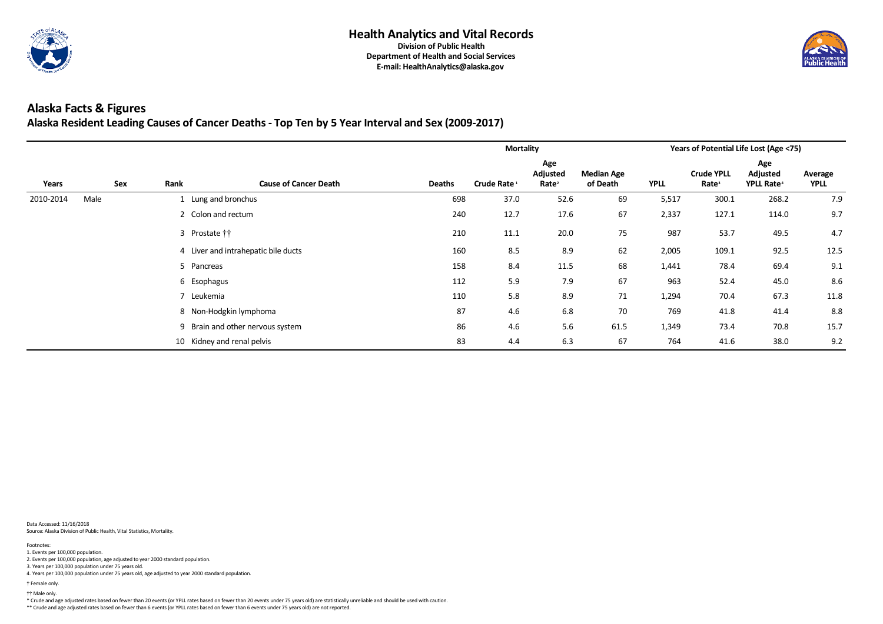# Health Analytics and Vital Records

**Division of Public Health**
**Department of Health and Social Services**
**E-mail: HealthAnalytics@alaska.gov**

## Alaska Facts & Figures

### Alaska Resident Leading Causes of Cancer Deaths - Top Ten by 5 Year Interval and Sex (2009-2017)

| | | | | Mortality | | | | Years of Potential Life Lost (Age <75) | | | |
|---|---|---|---|---|---|---|---|---|---|---|---|
| Years | Sex | Rank | Cause of Cancer Death | Deaths | Crude Rate[1] | Age Adjusted Rate[2] | Median Age of Death | YPLL | Crude YPLL Rate[3] | Age Adjusted YPLL Rate[4] | Average YPLL |
| 2010-2014 | Male | 1 | Lung and bronchus | 698 | 37.0 | 52.6 | 69 | 5,517 | 300.1 | 268.2 | 7.9 |
| | | 2 | Colon and rectum | 240 | 12.7 | 17.6 | 67 | 2,337 | 127.1 | 114.0 | 9.7 |
| | | 3 | Prostate †† | 210 | 11.1 | 20.0 | 75 | 987 | 53.7 | 49.5 | 4.7 |
| | | 4 | Liver and intrahepatic bile ducts | 160 | 8.5 | 8.9 | 62 | 2,005 | 109.1 | 92.5 | 12.5 |
| | | 5 | Pancreas | 158 | 8.4 | 11.5 | 68 | 1,441 | 78.4 | 69.4 | 9.1 |
| | | 6 | Esophagus | 112 | 5.9 | 7.9 | 67 | 963 | 52.4 | 45.0 | 8.6 |
| | | 7 | Leukemia | 110 | 5.8 | 8.9 | 71 | 1,294 | 70.4 | 67.3 | 11.8 |
| | | 8 | Non-Hodgkin lymphoma | 87 | 4.6 | 6.8 | 70 | 769 | 41.8 | 41.4 | 8.8 |
| | | 9 | Brain and other nervous system | 86 | 4.6 | 5.6 | 61.5 | 1,349 | 73.4 | 70.8 | 15.7 |
| | | 10 | Kidney and renal pelvis | 83 | 4.4 | 6.3 | 67 | 764 | 41.6 | 38.0 | 9.2 |

Data Accessed: 11/16/2018
Source: Alaska Division of Public Health, Vital Statistics, Mortality.

Footnotes:
1. Events per 100,000 population.
2. Events per 100,000 population, age adjusted to year 2000 standard population.
3. Years per 100,000 population under 75 years old.
4. Years per 100,000 population under 75 years old, age adjusted to year 2000 standard population.

† Female only.

†† Male only.

* Crude and age adjusted rates based on fewer than 20 events (or YPLL rates based on fewer than 20 events under 75 years old) are statistically unreliable and should be used with caution.

** Crude and age adjusted rates based on fewer than 6 events (or YPLL rates based on fewer than 6 events under 75 years old) are not reported.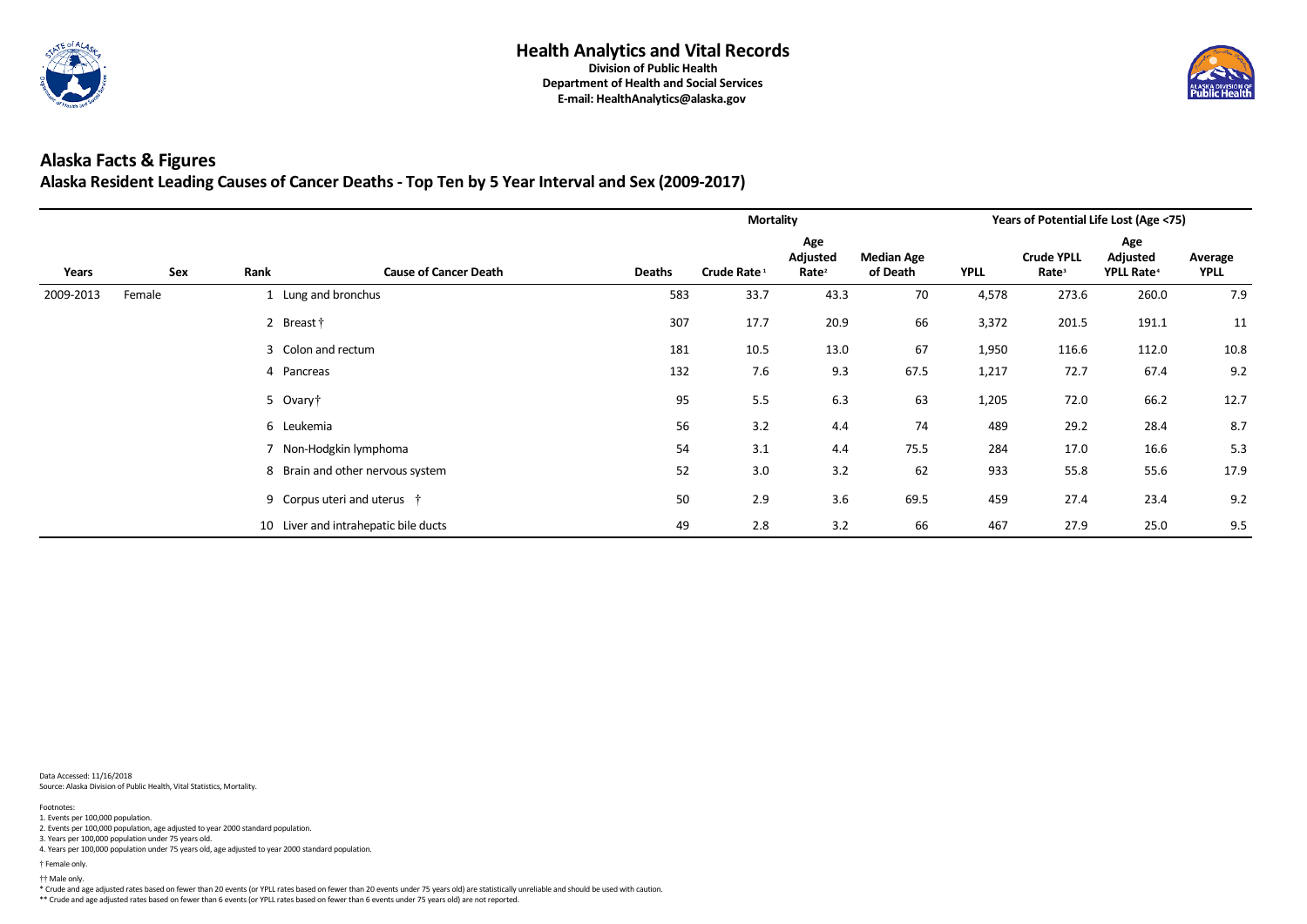# Health Analytics and Vital Records

**Division of Public Health**
**Department of Health and Social Services**
**E-mail: HealthAnalytics@alaska.gov**

## Alaska Facts & Figures

### Alaska Resident Leading Causes of Cancer Deaths - Top Ten by 5 Year Interval and Sex (2009-2017)

| | | | | Mortality | | | | Years of Potential Life Lost (Age <75) | | | |
|---|---|---|---|---|---|---|---|---|---|---|---|
| Years | Sex | Rank | Cause of Cancer Death | Deaths | Crude Rate [1] | Age Adjusted Rate [2] | Median Age of Death | YPLL | Crude YPLL Rate [3] | Age Adjusted YPLL Rate [4] | Average YPLL |
| 2009-2013 | Female | 1 | Lung and bronchus | 583 | 33.7 | 43.3 | 70 | 4,578 | 273.6 | 260.0 | 7.9 |
| | | 2 | Breast † | 307 | 17.7 | 20.9 | 66 | 3,372 | 201.5 | 191.1 | 11 |
| | | 3 | Colon and rectum | 181 | 10.5 | 13.0 | 67 | 1,950 | 116.6 | 112.0 | 10.8 |
| | | 4 | Pancreas | 132 | 7.6 | 9.3 | 67.5 | 1,217 | 72.7 | 67.4 | 9.2 |
| | | 5 | Ovary † | 95 | 5.5 | 6.3 | 63 | 1,205 | 72.0 | 66.2 | 12.7 |
| | | 6 | Leukemia | 56 | 3.2 | 4.4 | 74 | 489 | 29.2 | 28.4 | 8.7 |
| | | 7 | Non-Hodgkin lymphoma | 54 | 3.1 | 4.4 | 75.5 | 284 | 17.0 | 16.6 | 5.3 |
| | | 8 | Brain and other nervous system | 52 | 3.0 | 3.2 | 62 | 933 | 55.8 | 55.6 | 17.9 |
| | | 9 | Corpus uteri and uterus † | 50 | 2.9 | 3.6 | 69.5 | 459 | 27.4 | 23.4 | 9.2 |
| | | 10 | Liver and intrahepatic bile ducts | 49 | 2.8 | 3.2 | 66 | 467 | 27.9 | 25.0 | 9.5 |

Data Accessed: 11/16/2018
Source: Alaska Division of Public Health, Vital Statistics, Mortality.

Footnotes:
1. Events per 100,000 population.
2. Events per 100,000 population, age adjusted to year 2000 standard population.
3. Years per 100,000 population under 75 years old.
4. Years per 100,000 population under 75 years old, age adjusted to year 2000 standard population.

† Female only.

†† Male only.
* Crude and age adjusted rates based on fewer than 20 events (or YPLL rates based on fewer than 20 events under 75 years old) are statistically unreliable and should be used with caution.
** Crude and age adjusted rates based on fewer than 6 events (or YPLL rates based on fewer than 6 events under 75 years old) are not reported.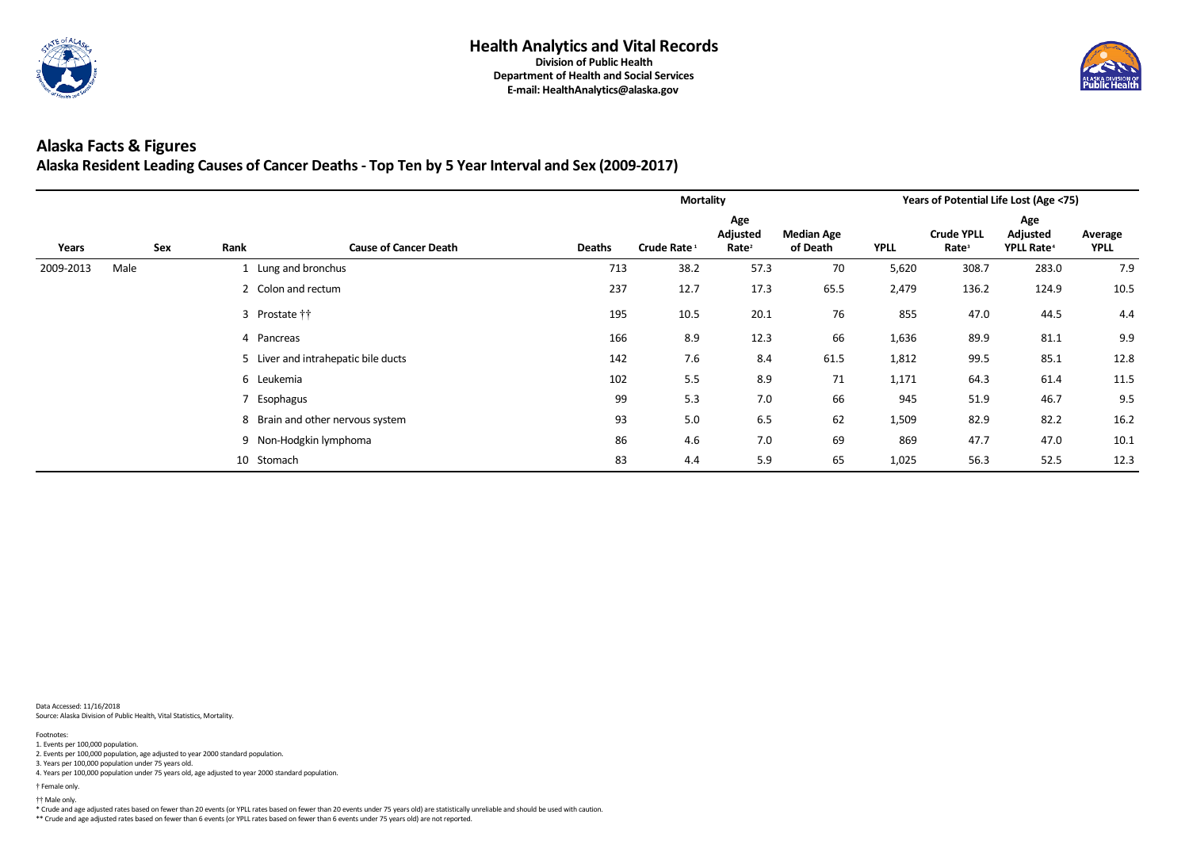# Health Analytics and Vital Records

**Division of Public Health**
**Department of Health and Social Services**
**E-mail: HealthAnalytics@alaska.gov**

## Alaska Facts & Figures

### Alaska Resident Leading Causes of Cancer Deaths - Top Ten by 5 Year Interval and Sex (2009-2017)

| | | | | Mortality | | | | Years of Potential Life Lost (Age <75) | | | |
|---|---|---|---|---|---|---|---|---|---|---|---|
| Years | Sex | Rank | Cause of Cancer Death | Deaths | Crude Rate [1] | Age Adjusted Rate [2] | Median Age of Death | YPLL | Crude YPLL Rate [3] | Age Adjusted YPLL Rate [4] | Average YPLL |
| 2009-2013 | Male | 1 | Lung and bronchus | 713 | 38.2 | 57.3 | 70 | 5,620 | 308.7 | 283.0 | 7.9 |
| | | 2 | Colon and rectum | 237 | 12.7 | 17.3 | 65.5 | 2,479 | 136.2 | 124.9 | 10.5 |
| | | 3 | Prostate †† | 195 | 10.5 | 20.1 | 76 | 855 | 47.0 | 44.5 | 4.4 |
| | | 4 | Pancreas | 166 | 8.9 | 12.3 | 66 | 1,636 | 89.9 | 81.1 | 9.9 |
| | | 5 | Liver and intrahepatic bile ducts | 142 | 7.6 | 8.4 | 61.5 | 1,812 | 99.5 | 85.1 | 12.8 |
| | | 6 | Leukemia | 102 | 5.5 | 8.9 | 71 | 1,171 | 64.3 | 61.4 | 11.5 |
| | | 7 | Esophagus | 99 | 5.3 | 7.0 | 66 | 945 | 51.9 | 46.7 | 9.5 |
| | | 8 | Brain and other nervous system | 93 | 5.0 | 6.5 | 62 | 1,509 | 82.9 | 82.2 | 16.2 |
| | | 9 | Non-Hodgkin lymphoma | 86 | 4.6 | 7.0 | 69 | 869 | 47.7 | 47.0 | 10.1 |
| | | 10 | Stomach | 83 | 4.4 | 5.9 | 65 | 1,025 | 56.3 | 52.5 | 12.3 |

Data Accessed: 11/16/2018
Source: Alaska Division of Public Health, Vital Statistics, Mortality.

Footnotes:
1. Events per 100,000 population.
2. Events per 100,000 population, age adjusted to year 2000 standard population.
3. Years per 100,000 population under 75 years old.
4. Years per 100,000 population under 75 years old, age adjusted to year 2000 standard population.

† Female only.

†† Male only.

* Crude and age adjusted rates based on fewer than 20 events (or YPLL rates based on fewer than 20 events under 75 years old) are statistically unreliable and should be used with caution.

** Crude and age adjusted rates based on fewer than 6 events (or YPLL rates based on fewer than 6 events under 75 years old) are not reported.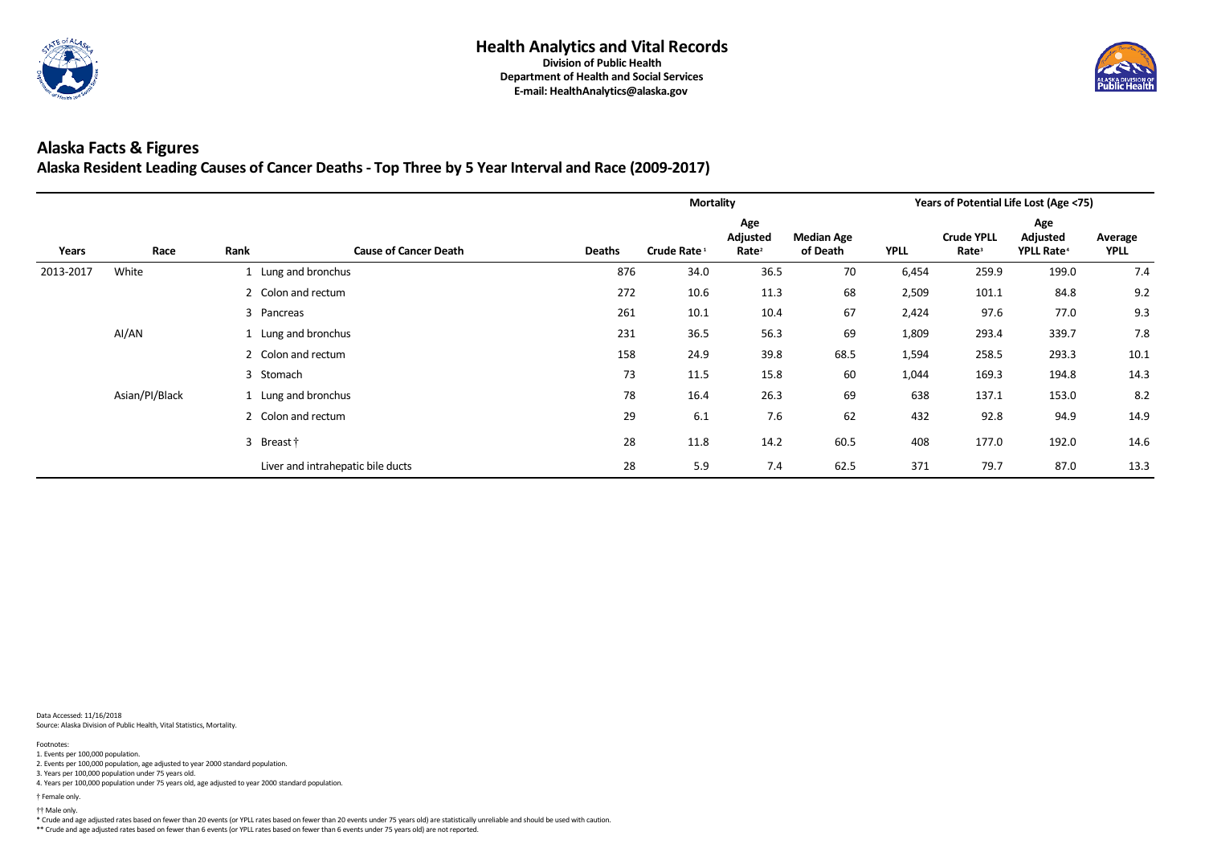# Health Analytics and Vital Records

**Division of Public Health**
**Department of Health and Social Services**
**E-mail: HealthAnalytics@alaska.gov**

## Alaska Facts & Figures

### Alaska Resident Leading Causes of Cancer Deaths - Top Three by 5 Year Interval and Race (2009-2017)

| | | | | Mortality | | | | Years of Potential Life Lost (Age <75) | | | |
|---|---|---|---|---|---|---|---|---|---|---|---|
| Years | Race | Rank | Cause of Cancer Death | Deaths | Crude Rate [1] | Age Adjusted Rate [2] | Median Age of Death | YPLL | Crude YPLL Rate [3] | Age Adjusted YPLL Rate [4] | Average YPLL |
| 2013-2017 | White | 1 | Lung and bronchus | 876 | 34.0 | 36.5 | 70 | 6,454 | 259.9 | 199.0 | 7.4 |
| | | 2 | Colon and rectum | 272 | 10.6 | 11.3 | 68 | 2,509 | 101.1 | 84.8 | 9.2 |
| | | 3 | Pancreas | 261 | 10.1 | 10.4 | 67 | 2,424 | 97.6 | 77.0 | 9.3 |
| | AI/AN | 1 | Lung and bronchus | 231 | 36.5 | 56.3 | 69 | 1,809 | 293.4 | 339.7 | 7.8 |
| | | 2 | Colon and rectum | 158 | 24.9 | 39.8 | 68.5 | 1,594 | 258.5 | 293.3 | 10.1 |
| | | 3 | Stomach | 73 | 11.5 | 15.8 | 60 | 1,044 | 169.3 | 194.8 | 14.3 |
| | Asian/PI/Black | 1 | Lung and bronchus | 78 | 16.4 | 26.3 | 69 | 638 | 137.1 | 153.0 | 8.2 |
| | | 2 | Colon and rectum | 29 | 6.1 | 7.6 | 62 | 432 | 92.8 | 94.9 | 14.9 |
| | | 3 | Breast † | 28 | 11.8 | 14.2 | 60.5 | 408 | 177.0 | 192.0 | 14.6 |
| | | | Liver and intrahepatic bile ducts | 28 | 5.9 | 7.4 | 62.5 | 371 | 79.7 | 87.0 | 13.3 |

Data Accessed: 11/16/2018
Source: Alaska Division of Public Health, Vital Statistics, Mortality.

Footnotes:
1. Events per 100,000 population.
2. Events per 100,000 population, age adjusted to year 2000 standard population.
3. Years per 100,000 population under 75 years old.
4. Years per 100,000 population under 75 years old, age adjusted to year 2000 standard population.

† Female only.

†† Male only.
* Crude and age adjusted rates based on fewer than 20 events (or YPLL rates based on fewer than 20 events under 75 years old) are statistically unreliable and should be used with caution.
** Crude and age adjusted rates based on fewer than 6 events (or YPLL rates based on fewer than 6 events under 75 years old) are not reported.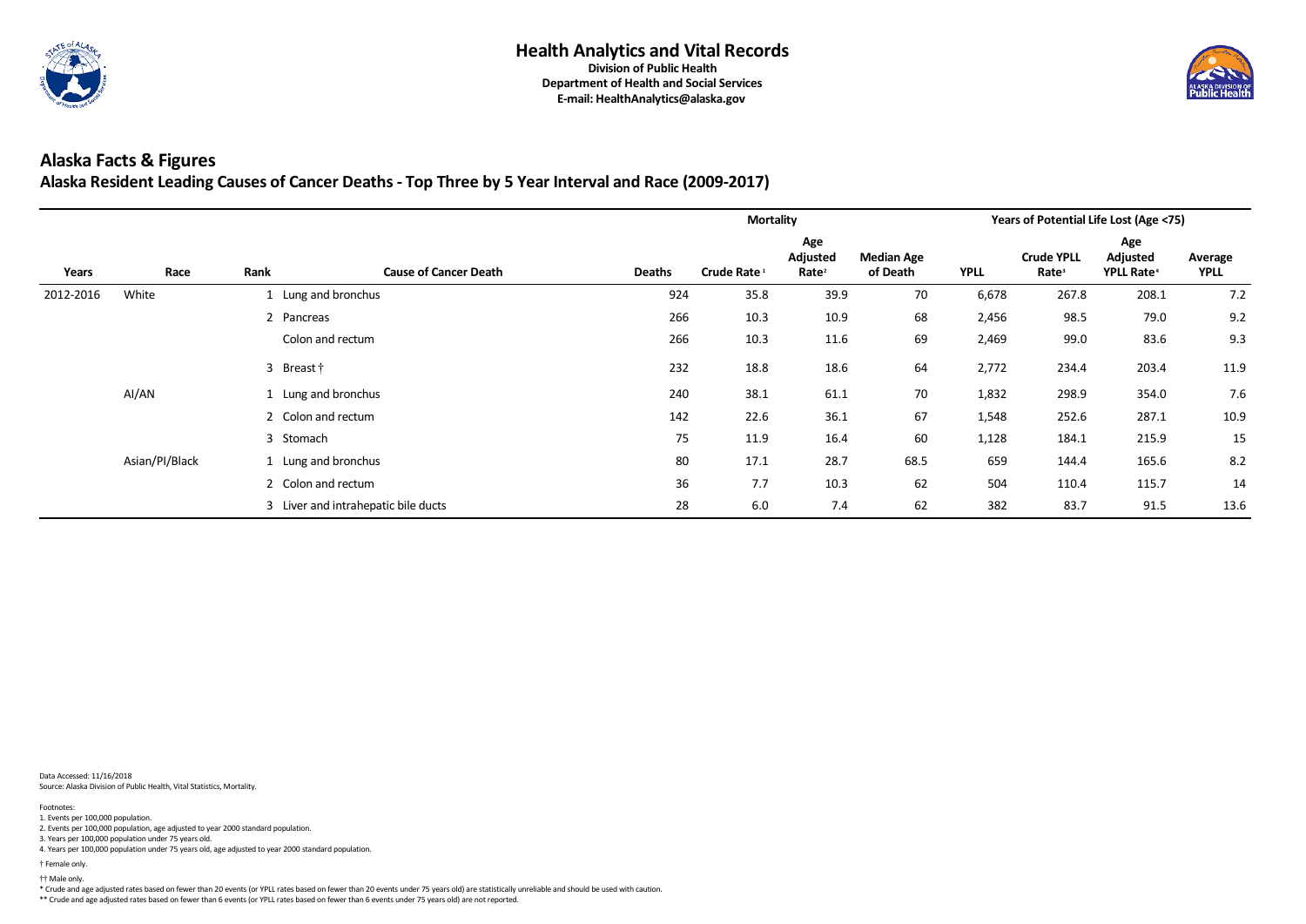# Health Analytics and Vital Records

**Division of Public Health**
**Department of Health and Social Services**
**E-mail: HealthAnalytics@alaska.gov**

## Alaska Facts & Figures

### Alaska Resident Leading Causes of Cancer Deaths - Top Three by 5 Year Interval and Race (2009-2017)

| | | | | Mortality | | | | Years of Potential Life Lost (Age <75) | | | |
|---|---|---|---|---|---|---|---|---|---|---|---|
| Years | Race | Rank | Cause of Cancer Death | Deaths | Crude Rate [1] | Age Adjusted Rate [2] | Median Age of Death | YPLL | Crude YPLL Rate [3] | Age Adjusted YPLL Rate [4] | Average YPLL |
| 2012-2016 | White | 1 | Lung and bronchus | 924 | 35.8 | 39.9 | 70 | 6,678 | 267.8 | 208.1 | 7.2 |
| | | 2 | Pancreas | 266 | 10.3 | 10.9 | 68 | 2,456 | 98.5 | 79.0 | 9.2 |
| | | | Colon and rectum | 266 | 10.3 | 11.6 | 69 | 2,469 | 99.0 | 83.6 | 9.3 |
| | | 3 | Breast † | 232 | 18.8 | 18.6 | 64 | 2,772 | 234.4 | 203.4 | 11.9 |
| | AI/AN | 1 | Lung and bronchus | 240 | 38.1 | 61.1 | 70 | 1,832 | 298.9 | 354.0 | 7.6 |
| | | 2 | Colon and rectum | 142 | 22.6 | 36.1 | 67 | 1,548 | 252.6 | 287.1 | 10.9 |
| | | 3 | Stomach | 75 | 11.9 | 16.4 | 60 | 1,128 | 184.1 | 215.9 | 15 |
| | Asian/PI/Black | 1 | Lung and bronchus | 80 | 17.1 | 28.7 | 68.5 | 659 | 144.4 | 165.6 | 8.2 |
| | | 2 | Colon and rectum | 36 | 7.7 | 10.3 | 62 | 504 | 110.4 | 115.7 | 14 |
| | | 3 | Liver and intrahepatic bile ducts | 28 | 6.0 | 7.4 | 62 | 382 | 83.7 | 91.5 | 13.6 |

Data Accessed: 11/16/2018
Source: Alaska Division of Public Health, Vital Statistics, Mortality.

Footnotes:
1. Events per 100,000 population.
2. Events per 100,000 population, age adjusted to year 2000 standard population.
3. Years per 100,000 population under 75 years old.
4. Years per 100,000 population under 75 years old, age adjusted to year 2000 standard population.

† Female only.

†† Male only.
* Crude and age adjusted rates based on fewer than 20 events (or YPLL rates based on fewer than 20 events under 75 years old) are statistically unreliable and should be used with caution.
** Crude and age adjusted rates based on fewer than 6 events (or YPLL rates based on fewer than 6 events under 75 years old) are not reported.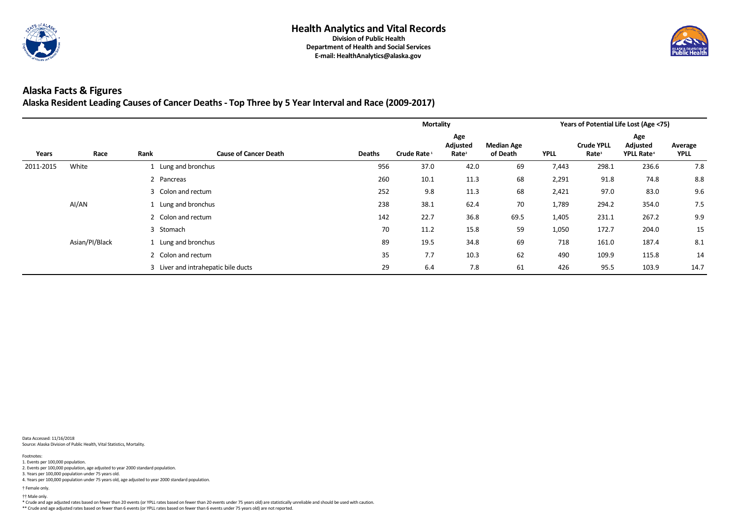# Health Analytics and Vital Records

**Division of Public Health**
**Department of Health and Social Services**
**E-mail: HealthAnalytics@alaska.gov**

## Alaska Facts & Figures

### Alaska Resident Leading Causes of Cancer Deaths - Top Three by 5 Year Interval and Race (2009-2017)

| | | | | Mortality | | | | Years of Potential Life Lost (Age <75) | | | |
|---|---|---|---|---|---|---|---|---|---|---|---|
| Years | Race | Rank | Cause of Cancer Death | Deaths | Crude Rate[1] | Age Adjusted Rate[2] | Median Age of Death | YPLL | Crude YPLL Rate[3] | Age Adjusted YPLL Rate[4] | Average YPLL |
| 2011-2015 | White | 1 | Lung and bronchus | 956 | 37.0 | 42.0 | 69 | 7,443 | 298.1 | 236.6 | 7.8 |
| | | 2 | Pancreas | 260 | 10.1 | 11.3 | 68 | 2,291 | 91.8 | 74.8 | 8.8 |
| | | 3 | Colon and rectum | 252 | 9.8 | 11.3 | 68 | 2,421 | 97.0 | 83.0 | 9.6 |
| | AI/AN | 1 | Lung and bronchus | 238 | 38.1 | 62.4 | 70 | 1,789 | 294.2 | 354.0 | 7.5 |
| | | 2 | Colon and rectum | 142 | 22.7 | 36.8 | 69.5 | 1,405 | 231.1 | 267.2 | 9.9 |
| | | 3 | Stomach | 70 | 11.2 | 15.8 | 59 | 1,050 | 172.7 | 204.0 | 15 |
| | Asian/PI/Black | 1 | Lung and bronchus | 89 | 19.5 | 34.8 | 69 | 718 | 161.0 | 187.4 | 8.1 |
| | | 2 | Colon and rectum | 35 | 7.7 | 10.3 | 62 | 490 | 109.9 | 115.8 | 14 |
| | | 3 | Liver and intrahepatic bile ducts | 29 | 6.4 | 7.8 | 61 | 426 | 95.5 | 103.9 | 14.7 |

Data Accessed: 11/16/2018
Source: Alaska Division of Public Health, Vital Statistics, Mortality.

Footnotes:
1. Events per 100,000 population.
2. Events per 100,000 population, age adjusted to year 2000 standard population.
3. Years per 100,000 population under 75 years old.
4. Years per 100,000 population under 75 years old, age adjusted to year 2000 standard population.

† Female only.

†† Male only.
* Crude and age adjusted rates based on fewer than 20 events (or YPLL rates based on fewer than 20 events under 75 years old) are statistically unreliable and should be used with caution.
** Crude and age adjusted rates based on fewer than 6 events (or YPLL rates based on fewer than 6 events under 75 years old) are not reported.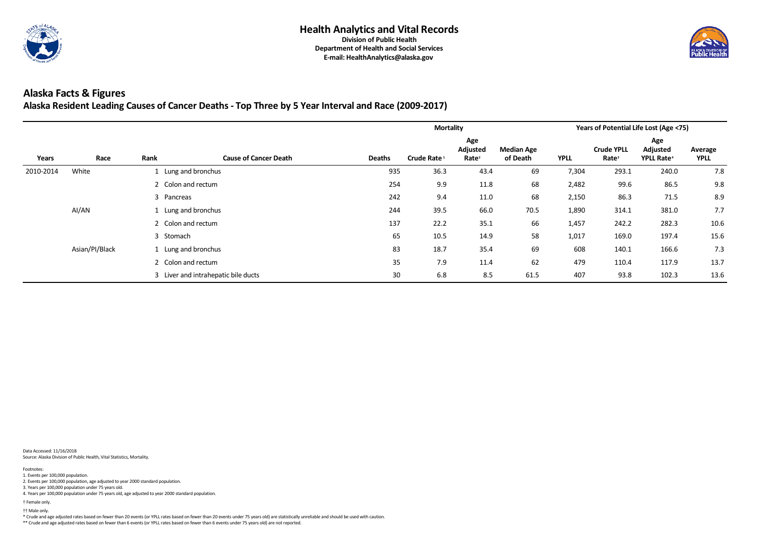**Health Analytics and Vital Records**
**Division of Public Health**
**Department of Health and Social Services**
**E-mail: HealthAnalytics@alaska.gov**

## Alaska Facts & Figures

### Alaska Resident Leading Causes of Cancer Deaths - Top Three by 5 Year Interval and Race (2009-2017)

| | | | | Mortality | | | | Years of Potential Life Lost (Age <75) | | | |
|---|---|---|---|---|---|---|---|---|---|---|---|
| Years | Race | Rank | Cause of Cancer Death | Deaths | Crude Rate[1] | Age Adjusted Rate[2] | Median Age of Death | YPLL | Crude YPLL Rate[3] | Age Adjusted YPLL Rate[4] | Average YPLL |
| 2010-2014 | White | 1 | Lung and bronchus | 935 | 36.3 | 43.4 | 69 | 7,304 | 293.1 | 240.0 | 7.8 |
| | | 2 | Colon and rectum | 254 | 9.9 | 11.8 | 68 | 2,482 | 99.6 | 86.5 | 9.8 |
| | | 3 | Pancreas | 242 | 9.4 | 11.0 | 68 | 2,150 | 86.3 | 71.5 | 8.9 |
| | AI/AN | 1 | Lung and bronchus | 244 | 39.5 | 66.0 | 70.5 | 1,890 | 314.1 | 381.0 | 7.7 |
| | | 2 | Colon and rectum | 137 | 22.2 | 35.1 | 66 | 1,457 | 242.2 | 282.3 | 10.6 |
| | | 3 | Stomach | 65 | 10.5 | 14.9 | 58 | 1,017 | 169.0 | 197.4 | 15.6 |
| | Asian/PI/Black | 1 | Lung and bronchus | 83 | 18.7 | 35.4 | 69 | 608 | 140.1 | 166.6 | 7.3 |
| | | 2 | Colon and rectum | 35 | 7.9 | 11.4 | 62 | 479 | 110.4 | 117.9 | 13.7 |
| | | 3 | Liver and intrahepatic bile ducts | 30 | 6.8 | 8.5 | 61.5 | 407 | 93.8 | 102.3 | 13.6 |

Data Accessed: 11/16/2018
Source: Alaska Division of Public Health, Vital Statistics, Mortality.

Footnotes:
1. Events per 100,000 population.
2. Events per 100,000 population, age adjusted to year 2000 standard population.
3. Years per 100,000 population under 75 years old.
4. Years per 100,000 population under 75 years old, age adjusted to year 2000 standard population.

† Female only.

†† Male only.
* Crude and age adjusted rates based on fewer than 20 events (or YPLL rates based on fewer than 20 events under 75 years old) are statistically unreliable and should be used with caution.
** Crude and age adjusted rates based on fewer than 6 events (or YPLL rates based on fewer than 6 events under 75 years old) are not reported.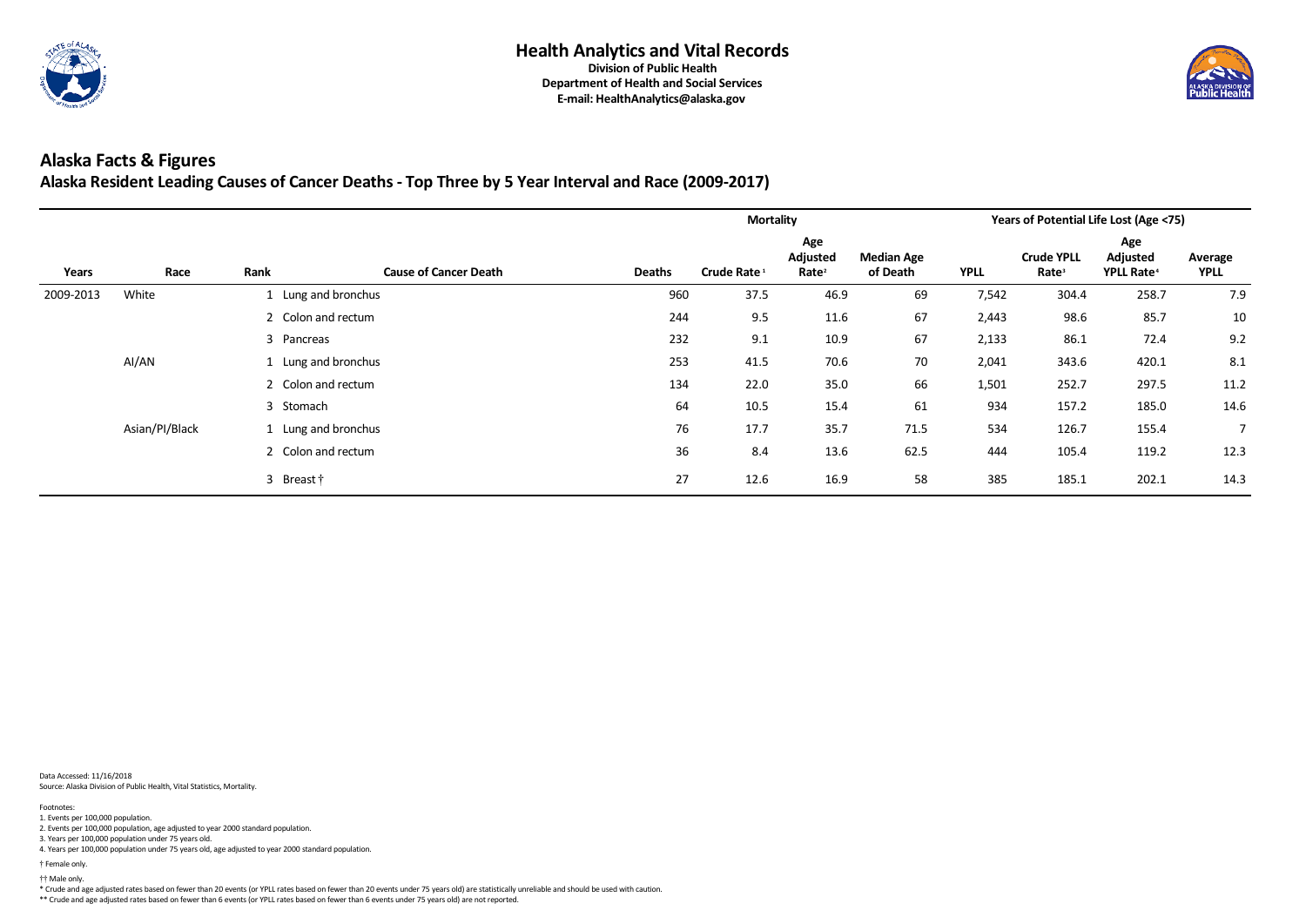# Health Analytics and Vital Records

**Division of Public Health**
**Department of Health and Social Services**
**E-mail: HealthAnalytics@alaska.gov**

## Alaska Facts & Figures

### Alaska Resident Leading Causes of Cancer Deaths - Top Three by 5 Year Interval and Race (2009-2017)

| | | | | Mortality | | | | Years of Potential Life Lost (Age <75) | | | |
|---|---|---|---|---|---|---|---|---|---|---|---|
| Years | Race | Rank | Cause of Cancer Death | Deaths | Crude Rate[1] | Age Adjusted Rate[2] | Median Age of Death | YPLL | Crude YPLL Rate[3] | Age Adjusted YPLL Rate[4] | Average YPLL |
| 2009-2013 | White | 1 | Lung and bronchus | 960 | 37.5 | 46.9 | 69 | 7,542 | 304.4 | 258.7 | 7.9 |
| | | 2 | Colon and rectum | 244 | 9.5 | 11.6 | 67 | 2,443 | 98.6 | 85.7 | 10 |
| | | 3 | Pancreas | 232 | 9.1 | 10.9 | 67 | 2,133 | 86.1 | 72.4 | 9.2 |
| | AI/AN | 1 | Lung and bronchus | 253 | 41.5 | 70.6 | 70 | 2,041 | 343.6 | 420.1 | 8.1 |
| | | 2 | Colon and rectum | 134 | 22.0 | 35.0 | 66 | 1,501 | 252.7 | 297.5 | 11.2 |
| | | 3 | Stomach | 64 | 10.5 | 15.4 | 61 | 934 | 157.2 | 185.0 | 14.6 |
| | Asian/PI/Black | 1 | Lung and bronchus | 76 | 17.7 | 35.7 | 71.5 | 534 | 126.7 | 155.4 | 7 |
| | | 2 | Colon and rectum | 36 | 8.4 | 13.6 | 62.5 | 444 | 105.4 | 119.2 | 12.3 |
| | | 3 | Breast † | 27 | 12.6 | 16.9 | 58 | 385 | 185.1 | 202.1 | 14.3 |

Data Accessed: 11/16/2018
Source: Alaska Division of Public Health, Vital Statistics, Mortality.

Footnotes:
1. Events per 100,000 population.
2. Events per 100,000 population, age adjusted to year 2000 standard population.
3. Years per 100,000 population under 75 years old.
4. Years per 100,000 population under 75 years old, age adjusted to year 2000 standard population.

† Female only.

†† Male only.
* Crude and age adjusted rates based on fewer than 20 events (or YPLL rates based on fewer than 20 events under 75 years old) are statistically unreliable and should be used with caution.
** Crude and age adjusted rates based on fewer than 6 events (or YPLL rates based on fewer than 6 events under 75 years old) are not reported.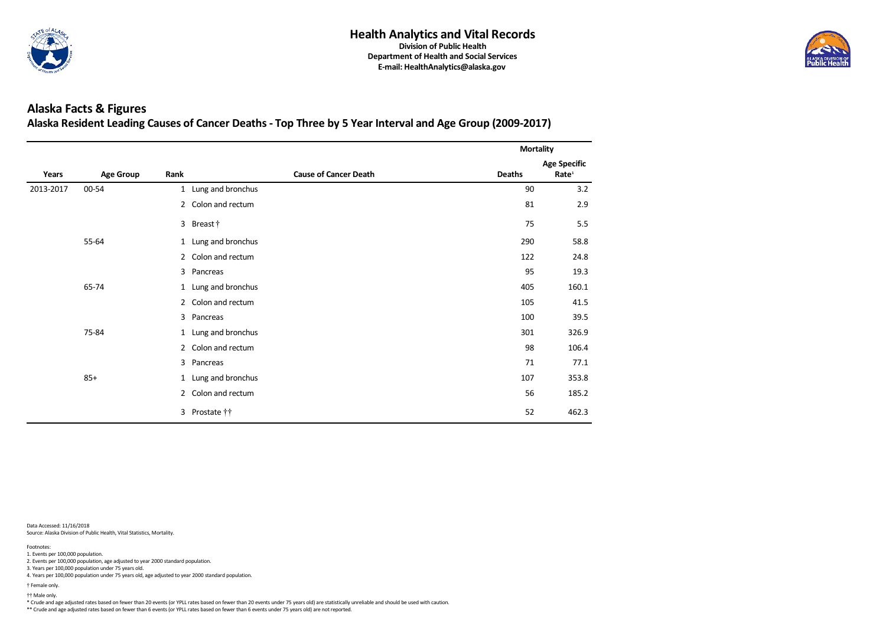# Health Analytics and Vital Records

**Division of Public Health**
**Department of Health and Social Services**
**E-mail: HealthAnalytics@alaska.gov**

## Alaska Facts & Figures

### Alaska Resident Leading Causes of Cancer Deaths - Top Three by 5 Year Interval and Age Group (2009-2017)

| | | | | Mortality | |
|---|---|---|---|---|---|
| Years | Age Group | Rank | Cause of Cancer Death | Deaths | Age Specific Rate[1] |
| 2013-2017 | 00-54 | 1 | Lung and bronchus | 90 | 3.2 |
| | | 2 | Colon and rectum | 81 | 2.9 |
| | | 3 | Breast † | 75 | 5.5 |
| | 55-64 | 1 | Lung and bronchus | 290 | 58.8 |
| | | 2 | Colon and rectum | 122 | 24.8 |
| | | 3 | Pancreas | 95 | 19.3 |
| | 65-74 | 1 | Lung and bronchus | 405 | 160.1 |
| | | 2 | Colon and rectum | 105 | 41.5 |
| | | 3 | Pancreas | 100 | 39.5 |
| | 75-84 | 1 | Lung and bronchus | 301 | 326.9 |
| | | 2 | Colon and rectum | 98 | 106.4 |
| | | 3 | Pancreas | 71 | 77.1 |
| | 85+ | 1 | Lung and bronchus | 107 | 353.8 |
| | | 2 | Colon and rectum | 56 | 185.2 |
| | | 3 | Prostate †† | 52 | 462.3 |

Data Accessed: 11/16/2018
Source: Alaska Division of Public Health, Vital Statistics, Mortality.

Footnotes:
1. Events per 100,000 population.
2. Events per 100,000 population, age adjusted to year 2000 standard population.
3. Years per 100,000 population under 75 years old.
4. Years per 100,000 population under 75 years old, age adjusted to year 2000 standard population.

† Female only.

†† Male only.
* Crude and age adjusted rates based on fewer than 20 events (or YPLL rates based on fewer than 20 events under 75 years old) are statistically unreliable and should be used with caution.
** Crude and age adjusted rates based on fewer than 6 events (or YPLL rates based on fewer than 6 events under 75 years old) are not reported.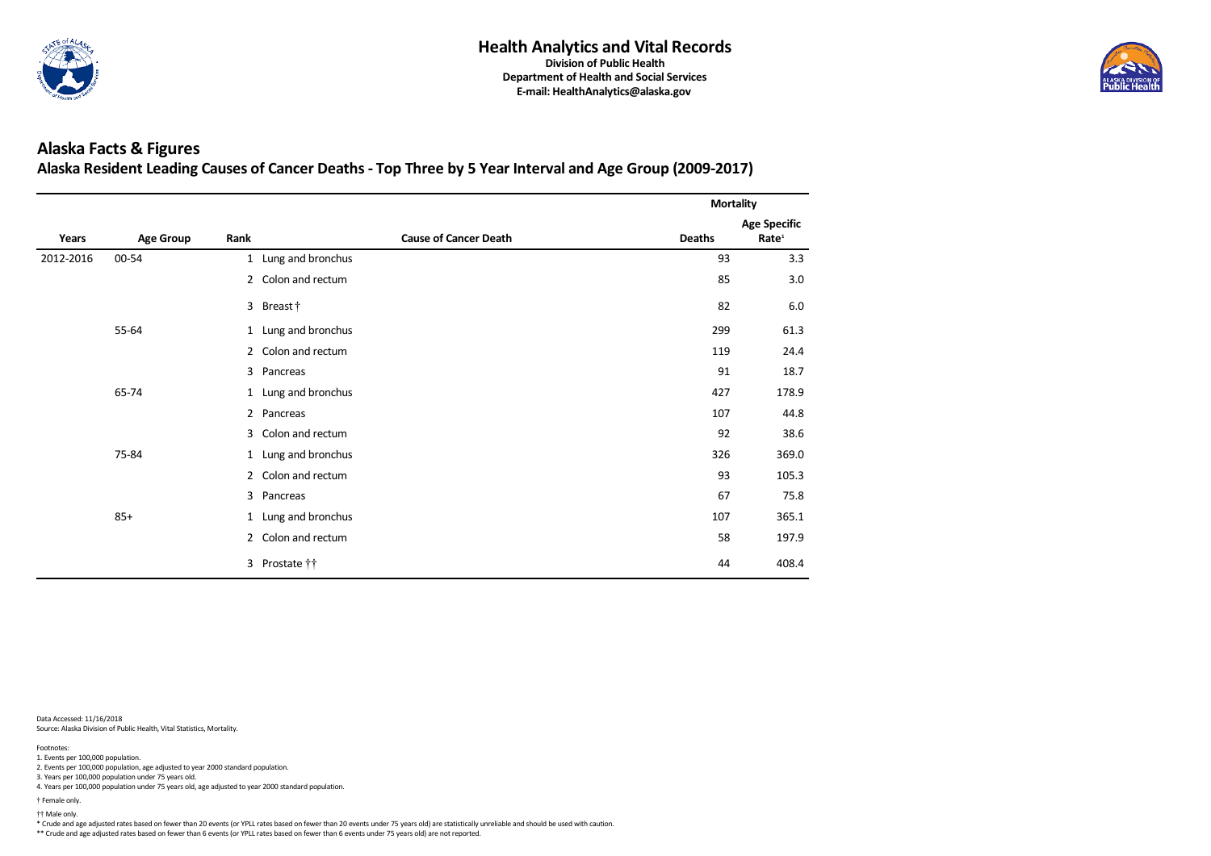## Health Analytics and Vital Records

**Division of Public Health**
**Department of Health and Social Services**
**E-mail: HealthAnalytics@alaska.gov**

# Alaska Facts & Figures

## Alaska Resident Leading Causes of Cancer Deaths - Top Three by 5 Year Interval and Age Group (2009-2017)

| | | | | Mortality | |
|---|---|---|---|---|---|
| Years | Age Group | Rank | Cause of Cancer Death | Deaths | Age Specific Rate[1] |
| 2012-2016 | 00-54 | 1 | Lung and bronchus | 93 | 3.3 |
| | | 2 | Colon and rectum | 85 | 3.0 |
| | | 3 | Breast † | 82 | 6.0 |
| | 55-64 | 1 | Lung and bronchus | 299 | 61.3 |
| | | 2 | Colon and rectum | 119 | 24.4 |
| | | 3 | Pancreas | 91 | 18.7 |
| | 65-74 | 1 | Lung and bronchus | 427 | 178.9 |
| | | 2 | Pancreas | 107 | 44.8 |
| | | 3 | Colon and rectum | 92 | 38.6 |
| | 75-84 | 1 | Lung and bronchus | 326 | 369.0 |
| | | 2 | Colon and rectum | 93 | 105.3 |
| | | 3 | Pancreas | 67 | 75.8 |
| | 85+ | 1 | Lung and bronchus | 107 | 365.1 |
| | | 2 | Colon and rectum | 58 | 197.9 |
| | | 3 | Prostate †† | 44 | 408.4 |

Data Accessed: 11/16/2018
Source: Alaska Division of Public Health, Vital Statistics, Mortality.

Footnotes:
1. Events per 100,000 population.
2. Events per 100,000 population, age adjusted to year 2000 standard population.
3. Years per 100,000 population under 75 years old.
4. Years per 100,000 population under 75 years old, age adjusted to year 2000 standard population.

† Female only.

†† Male only.
* Crude and age adjusted rates based on fewer than 20 events (or YPLL rates based on fewer than 20 events under 75 years old) are statistically unreliable and should be used with caution.
** Crude and age adjusted rates based on fewer than 6 events (or YPLL rates based on fewer than 6 events under 75 years old) are not reported.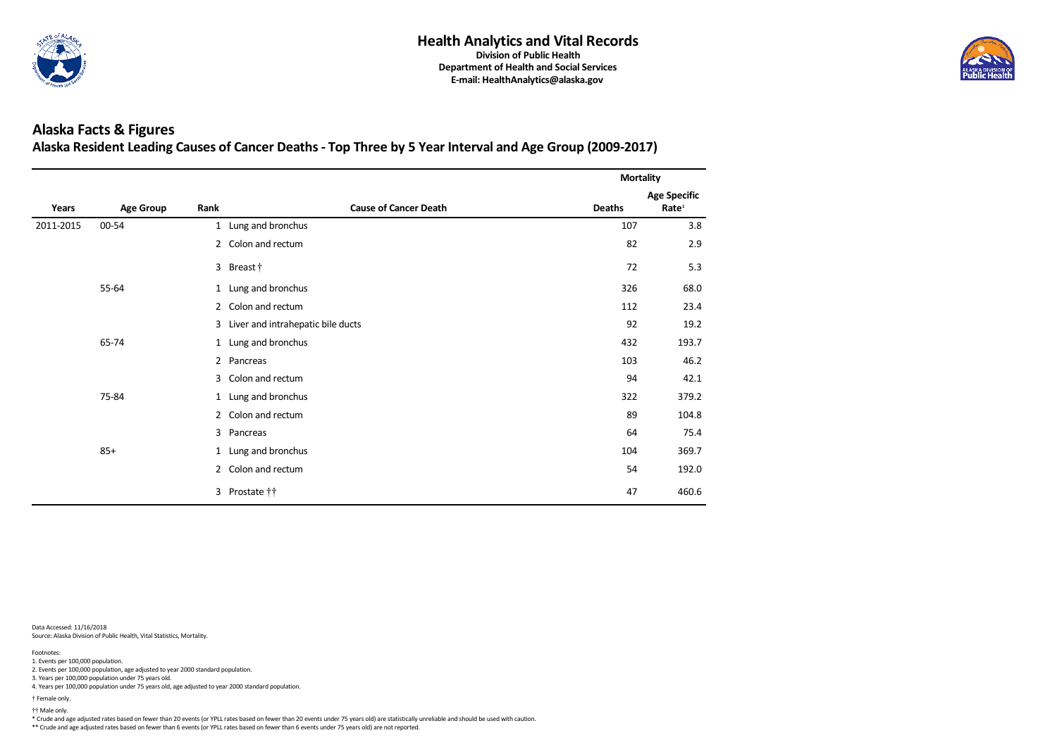# Health Analytics and Vital Records

**Division of Public Health**
**Department of Health and Social Services**
**E-mail: HealthAnalytics@alaska.gov**

## Alaska Facts & Figures

### Alaska Resident Leading Causes of Cancer Deaths - Top Three by 5 Year Interval and Age Group (2009-2017)

| | | | | Mortality | |
|---|---|---|---|---|---|
| **Years** | **Age Group** | **Rank** | **Cause of Cancer Death** | **Deaths** | **Age Specific Rate[1]** |
| 2011-2015 | 00-54 | 1 | Lung and bronchus | 107 | 3.8 |
| | | 2 | Colon and rectum | 82 | 2.9 |
| | | 3 | Breast † | 72 | 5.3 |
| | 55-64 | 1 | Lung and bronchus | 326 | 68.0 |
| | | 2 | Colon and rectum | 112 | 23.4 |
| | | 3 | Liver and intrahepatic bile ducts | 92 | 19.2 |
| | 65-74 | 1 | Lung and bronchus | 432 | 193.7 |
| | | 2 | Pancreas | 103 | 46.2 |
| | | 3 | Colon and rectum | 94 | 42.1 |
| | 75-84 | 1 | Lung and bronchus | 322 | 379.2 |
| | | 2 | Colon and rectum | 89 | 104.8 |
| | | 3 | Pancreas | 64 | 75.4 |
| | 85+ | 1 | Lung and bronchus | 104 | 369.7 |
| | | 2 | Colon and rectum | 54 | 192.0 |
| | | 3 | Prostate †† | 47 | 460.6 |

Data Accessed: 11/16/2018
Source: Alaska Division of Public Health, Vital Statistics, Mortality.

Footnotes:
1. Events per 100,000 population.
2. Events per 100,000 population, age adjusted to year 2000 standard population.
3. Years per 100,000 population under 75 years old.
4. Years per 100,000 population under 75 years old, age adjusted to year 2000 standard population.

† Female only.

†† Male only.
* Crude and age adjusted rates based on fewer than 20 events (or YPLL rates based on fewer than 20 events under 75 years old) are statistically unreliable and should be used with caution.
** Crude and age adjusted rates based on fewer than 6 events (or YPLL rates based on fewer than 6 events under 75 years old) are not reported.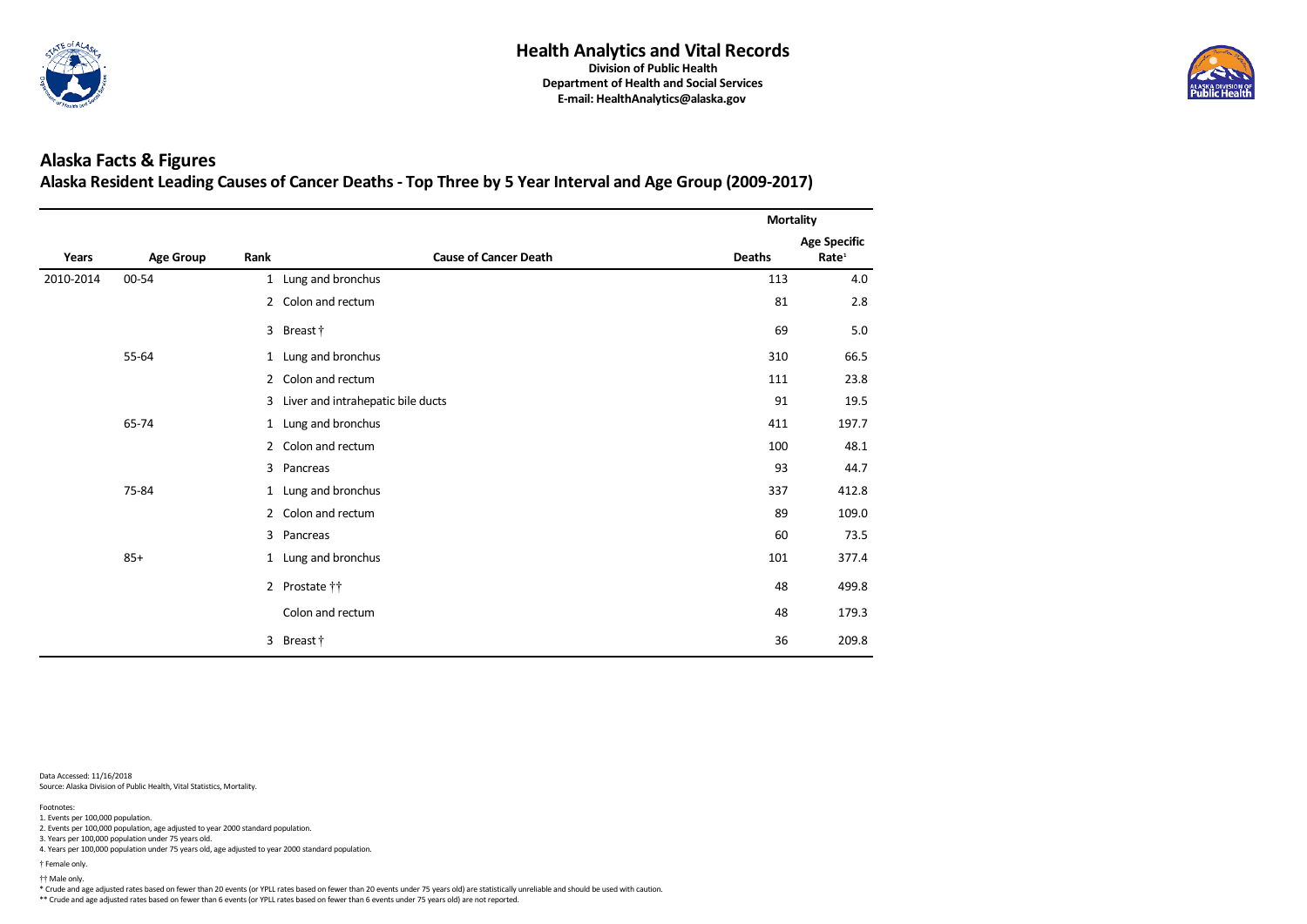# Health Analytics and Vital Records

**Division of Public Health**
**Department of Health and Social Services**
**E-mail: HealthAnalytics@alaska.gov**

## Alaska Facts & Figures

### Alaska Resident Leading Causes of Cancer Deaths - Top Three by 5 Year Interval and Age Group (2009-2017)

| | | | | Mortality | |
|---|---|---|---|---|---|
| Years | Age Group | Rank | Cause of Cancer Death | Deaths | Age Specific Rate[1] |
| 2010-2014 | 00-54 | 1 | Lung and bronchus | 113 | 4.0 |
| | | 2 | Colon and rectum | 81 | 2.8 |
| | | 3 | Breast † | 69 | 5.0 |
| | 55-64 | 1 | Lung and bronchus | 310 | 66.5 |
| | | 2 | Colon and rectum | 111 | 23.8 |
| | | 3 | Liver and intrahepatic bile ducts | 91 | 19.5 |
| | 65-74 | 1 | Lung and bronchus | 411 | 197.7 |
| | | 2 | Colon and rectum | 100 | 48.1 |
| | | 3 | Pancreas | 93 | 44.7 |
| | 75-84 | 1 | Lung and bronchus | 337 | 412.8 |
| | | 2 | Colon and rectum | 89 | 109.0 |
| | | 3 | Pancreas | 60 | 73.5 |
| | 85+ | 1 | Lung and bronchus | 101 | 377.4 |
| | | 2 | Prostate †† | 48 | 499.8 |
| | | | Colon and rectum | 48 | 179.3 |
| | | 3 | Breast † | 36 | 209.8 |

Data Accessed: 11/16/2018
Source: Alaska Division of Public Health, Vital Statistics, Mortality.

Footnotes:
1. Events per 100,000 population.
2. Events per 100,000 population, age adjusted to year 2000 standard population.
3. Years per 100,000 population under 75 years old.
4. Years per 100,000 population under 75 years old, age adjusted to year 2000 standard population.

† Female only.

†† Male only.

* Crude and age adjusted rates based on fewer than 20 events (or YPLL rates based on fewer than 20 events under 75 years old) are statistically unreliable and should be used with caution.

** Crude and age adjusted rates based on fewer than 6 events (or YPLL rates based on fewer than 6 events under 75 years old) are not reported.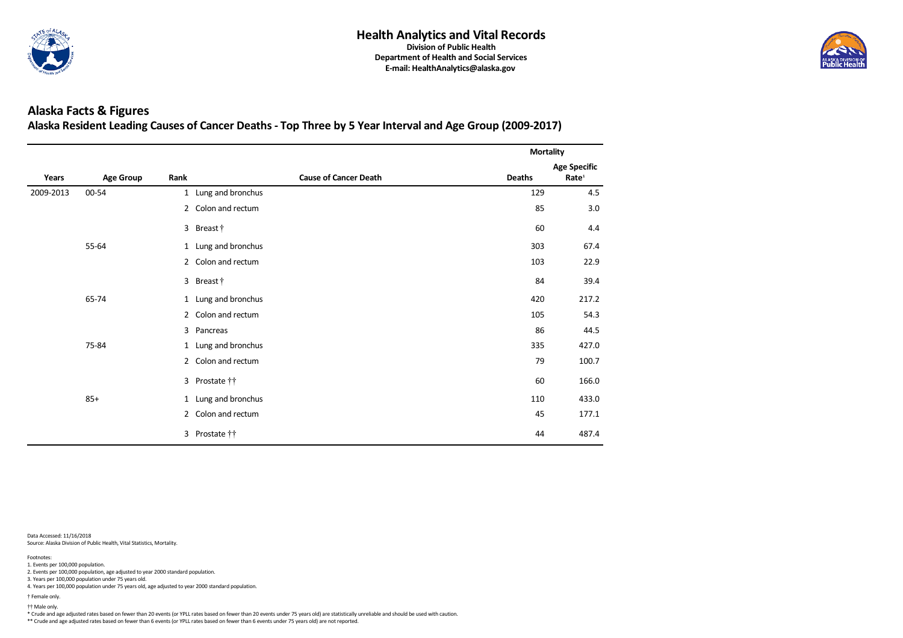# Health Analytics and Vital Records

**Division of Public Health**
**Department of Health and Social Services**
**E-mail: HealthAnalytics@alaska.gov**

## Alaska Facts & Figures

### Alaska Resident Leading Causes of Cancer Deaths - Top Three by 5 Year Interval and Age Group (2009-2017)

| Years | Age Group | Rank | Cause of Cancer Death | Mortality | |
|---|---|---|---|---|---|
| | | | | Deaths | Age Specific Rate[1] |
| 2009-2013 | 00-54 | 1 | Lung and bronchus | 129 | 4.5 |
| | | 2 | Colon and rectum | 85 | 3.0 |
| | | 3 | Breast † | 60 | 4.4 |
| | 55-64 | 1 | Lung and bronchus | 303 | 67.4 |
| | | 2 | Colon and rectum | 103 | 22.9 |
| | | 3 | Breast † | 84 | 39.4 |
| | 65-74 | 1 | Lung and bronchus | 420 | 217.2 |
| | | 2 | Colon and rectum | 105 | 54.3 |
| | | 3 | Pancreas | 86 | 44.5 |
| | 75-84 | 1 | Lung and bronchus | 335 | 427.0 |
| | | 2 | Colon and rectum | 79 | 100.7 |
| | | 3 | Prostate †† | 60 | 166.0 |
| | 85+ | 1 | Lung and bronchus | 110 | 433.0 |
| | | 2 | Colon and rectum | 45 | 177.1 |
| | | 3 | Prostate †† | 44 | 487.4 |

Data Accessed: 11/16/2018
Source: Alaska Division of Public Health, Vital Statistics, Mortality.

Footnotes:
1. Events per 100,000 population.
2. Events per 100,000 population, age adjusted to year 2000 standard population.
3. Years per 100,000 population under 75 years old.
4. Years per 100,000 population under 75 years old, age adjusted to year 2000 standard population.

† Female only.

†† Male only.
* Crude and age adjusted rates based on fewer than 20 events (or YPLL rates based on fewer than 20 events under 75 years old) are statistically unreliable and should be used with caution.
** Crude and age adjusted rates based on fewer than 6 events (or YPLL rates based on fewer than 6 events under 75 years old) are not reported.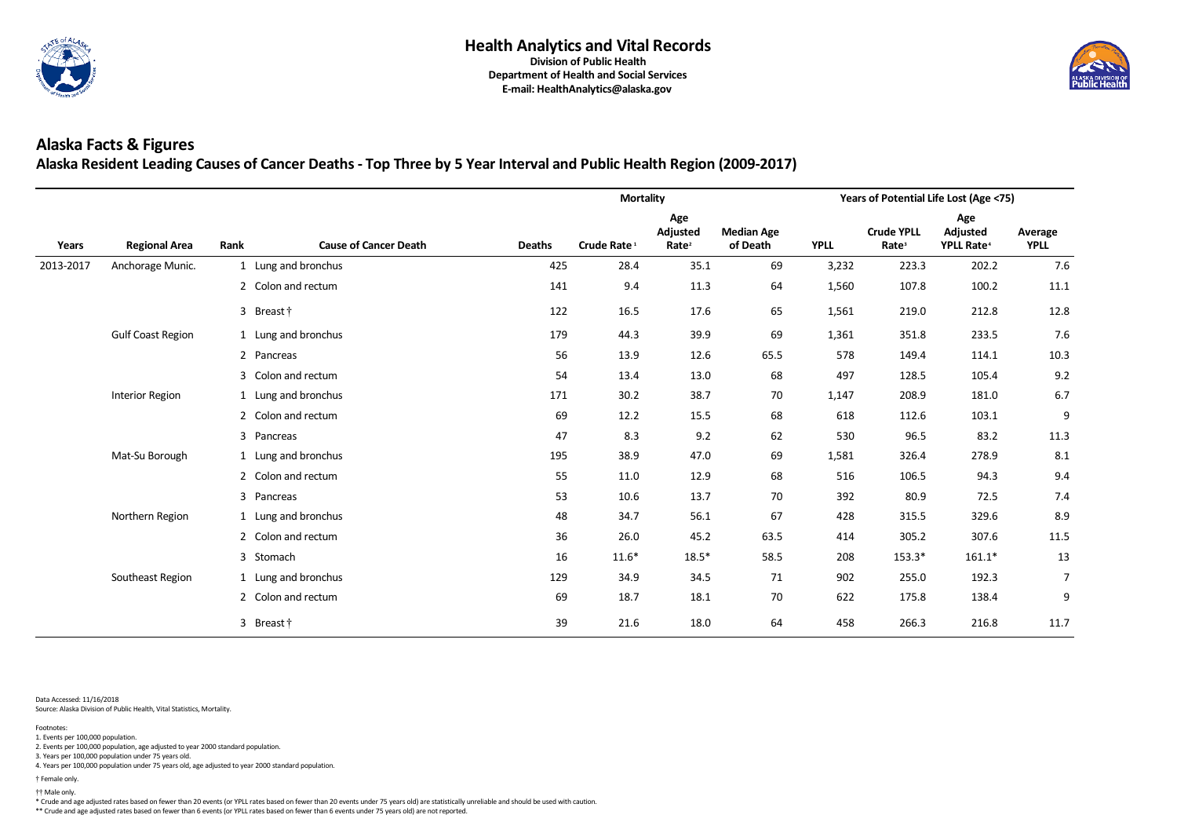**Health Analytics and Vital Records**
**Division of Public Health**
**Department of Health and Social Services**
**E-mail: HealthAnalytics@alaska.gov**

## Alaska Facts & Figures

### Alaska Resident Leading Causes of Cancer Deaths - Top Three by 5 Year Interval and Public Health Region (2009-2017)

| | | | | Mortality | | | | Years of Potential Life Lost (Age <75) | | | |
|---|---|---|---|---|---|---|---|---|---|---|---|
| Years | Regional Area | Rank | Cause of Cancer Death | Deaths | Crude Rate [1] | Age Adjusted Rate [2] | Median Age of Death | YPLL | Crude YPLL Rate [3] | Age Adjusted YPLL Rate [4] | Average YPLL |
| 2013-2017 | Anchorage Munic. | 1 | Lung and bronchus | 425 | 28.4 | 35.1 | 69 | 3,232 | 223.3 | 202.2 | 7.6 |
| | | 2 | Colon and rectum | 141 | 9.4 | 11.3 | 64 | 1,560 | 107.8 | 100.2 | 11.1 |
| | | 3 | Breast † | 122 | 16.5 | 17.6 | 65 | 1,561 | 219.0 | 212.8 | 12.8 |
| | Gulf Coast Region | 1 | Lung and bronchus | 179 | 44.3 | 39.9 | 69 | 1,361 | 351.8 | 233.5 | 7.6 |
| | | 2 | Pancreas | 56 | 13.9 | 12.6 | 65.5 | 578 | 149.4 | 114.1 | 10.3 |
| | | 3 | Colon and rectum | 54 | 13.4 | 13.0 | 68 | 497 | 128.5 | 105.4 | 9.2 |
| | Interior Region | 1 | Lung and bronchus | 171 | 30.2 | 38.7 | 70 | 1,147 | 208.9 | 181.0 | 6.7 |
| | | 2 | Colon and rectum | 69 | 12.2 | 15.5 | 68 | 618 | 112.6 | 103.1 | 9 |
| | | 3 | Pancreas | 47 | 8.3 | 9.2 | 62 | 530 | 96.5 | 83.2 | 11.3 |
| | Mat-Su Borough | 1 | Lung and bronchus | 195 | 38.9 | 47.0 | 69 | 1,581 | 326.4 | 278.9 | 8.1 |
| | | 2 | Colon and rectum | 55 | 11.0 | 12.9 | 68 | 516 | 106.5 | 94.3 | 9.4 |
| | | 3 | Pancreas | 53 | 10.6 | 13.7 | 70 | 392 | 80.9 | 72.5 | 7.4 |
| | Northern Region | 1 | Lung and bronchus | 48 | 34.7 | 56.1 | 67 | 428 | 315.5 | 329.6 | 8.9 |
| | | 2 | Colon and rectum | 36 | 26.0 | 45.2 | 63.5 | 414 | 305.2 | 307.6 | 11.5 |
| | | 3 | Stomach | 16 | 11.6* | 18.5* | 58.5 | 208 | 153.3* | 161.1* | 13 |
| | Southeast Region | 1 | Lung and bronchus | 129 | 34.9 | 34.5 | 71 | 902 | 255.0 | 192.3 | 7 |
| | | 2 | Colon and rectum | 69 | 18.7 | 18.1 | 70 | 622 | 175.8 | 138.4 | 9 |
| | | 3 | Breast † | 39 | 21.6 | 18.0 | 64 | 458 | 266.3 | 216.8 | 11.7 |

Data Accessed: 11/16/2018
Source: Alaska Division of Public Health, Vital Statistics, Mortality.

Footnotes:
1. Events per 100,000 population.
2. Events per 100,000 population, age adjusted to year 2000 standard population.
3. Years per 100,000 population under 75 years old.
4. Years per 100,000 population under 75 years old, age adjusted to year 2000 standard population.

† Female only.

†† Male only.

\* Crude and age adjusted rates based on fewer than 20 events (or YPLL rates based on fewer than 20 events under 75 years old) are statistically unreliable and should be used with caution.

\*\* Crude and age adjusted rates based on fewer than 6 events (or YPLL rates based on fewer than 6 events under 75 years old) are not reported.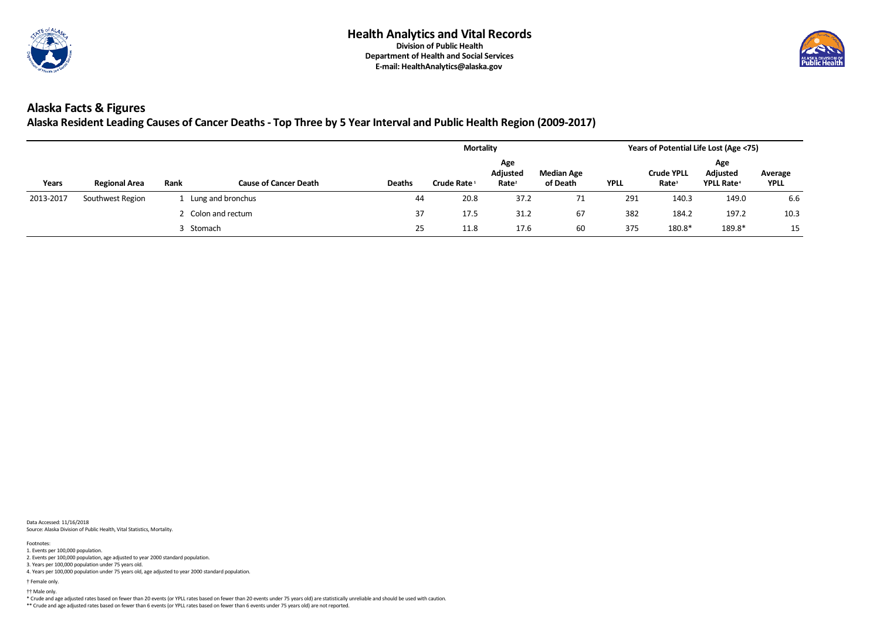# Health Analytics and Vital Records

**Division of Public Health**
**Department of Health and Social Services**
**E-mail: HealthAnalytics@alaska.gov**

## Alaska Facts & Figures

### Alaska Resident Leading Causes of Cancer Deaths - Top Three by 5 Year Interval and Public Health Region (2009-2017)

| | | | | Mortality | | | | Years of Potential Life Lost (Age <75) | | | |
|---|---|---|---|---|---|---|---|---|---|---|---|
| Years | Regional Area | Rank | Cause of Cancer Death | Deaths | Crude Rate[1] | Age Adjusted Rate[2] | Median Age of Death | YPLL | Crude YPLL Rate[3] | Age Adjusted YPLL Rate[4] | Average YPLL |
| 2013-2017 | Southwest Region | 1 | Lung and bronchus | 44 | 20.8 | 37.2 | 71 | 291 | 140.3 | 149.0 | 6.6 |
| | | 2 | Colon and rectum | 37 | 17.5 | 31.2 | 67 | 382 | 184.2 | 197.2 | 10.3 |
| | | 3 | Stomach | 25 | 11.8 | 17.6 | 60 | 375 | 180.8* | 189.8* | 15 |

Data Accessed: 11/16/2018
Source: Alaska Division of Public Health, Vital Statistics, Mortality.

Footnotes:
1. Events per 100,000 population.
2. Events per 100,000 population, age adjusted to year 2000 standard population.
3. Years per 100,000 population under 75 years old.
4. Years per 100,000 population under 75 years old, age adjusted to year 2000 standard population.

† Female only.

†† Male only.

* Crude and age adjusted rates based on fewer than 20 events (or YPLL rates based on fewer than 20 events under 75 years old) are statistically unreliable and should be used with caution.

** Crude and age adjusted rates based on fewer than 6 events (or YPLL rates based on fewer than 6 events under 75 years old) are not reported.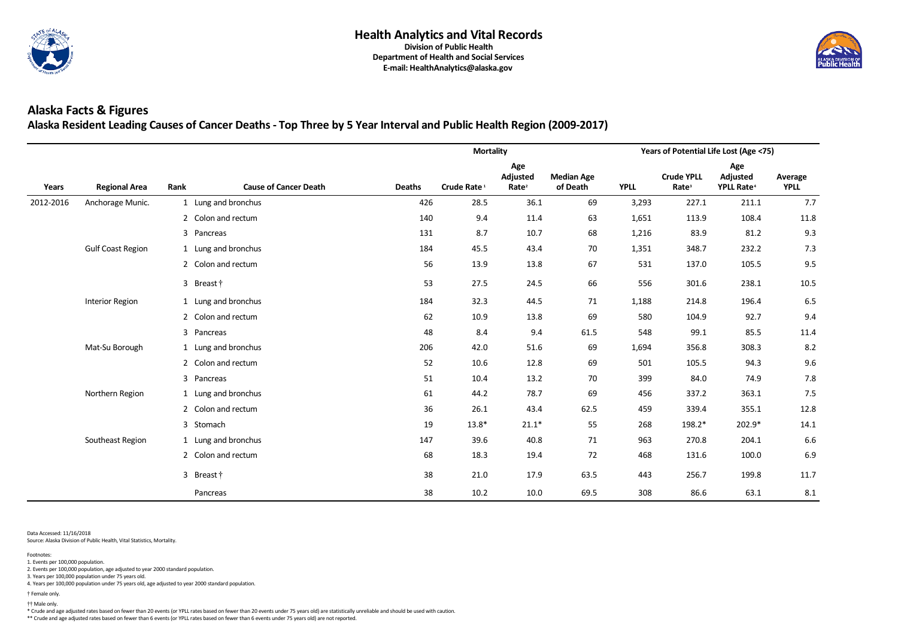# Health Analytics and Vital Records

**Division of Public Health**
**Department of Health and Social Services**
**E-mail: HealthAnalytics@alaska.gov**

## Alaska Facts & Figures

### Alaska Resident Leading Causes of Cancer Deaths - Top Three by 5 Year Interval and Public Health Region (2009-2017)

| | | | | Mortality | | | | Years of Potential Life Lost (Age <75) | | | |
|---|---|---|---|---|---|---|---|---|---|---|---|
| Years | Regional Area | Rank | Cause of Cancer Death | Deaths | Crude Rate[1] | Age Adjusted Rate[2] | Median Age of Death | YPLL | Crude YPLL Rate[3] | Age Adjusted YPLL Rate[4] | Average YPLL |
| 2012-2016 | Anchorage Munic. | 1 | Lung and bronchus | 426 | 28.5 | 36.1 | 69 | 3,293 | 227.1 | 211.1 | 7.7 |
| | | 2 | Colon and rectum | 140 | 9.4 | 11.4 | 63 | 1,651 | 113.9 | 108.4 | 11.8 |
| | | 3 | Pancreas | 131 | 8.7 | 10.7 | 68 | 1,216 | 83.9 | 81.2 | 9.3 |
| | Gulf Coast Region | 1 | Lung and bronchus | 184 | 45.5 | 43.4 | 70 | 1,351 | 348.7 | 232.2 | 7.3 |
| | | 2 | Colon and rectum | 56 | 13.9 | 13.8 | 67 | 531 | 137.0 | 105.5 | 9.5 |
| | | 3 | Breast † | 53 | 27.5 | 24.5 | 66 | 556 | 301.6 | 238.1 | 10.5 |
| | Interior Region | 1 | Lung and bronchus | 184 | 32.3 | 44.5 | 71 | 1,188 | 214.8 | 196.4 | 6.5 |
| | | 2 | Colon and rectum | 62 | 10.9 | 13.8 | 69 | 580 | 104.9 | 92.7 | 9.4 |
| | | 3 | Pancreas | 48 | 8.4 | 9.4 | 61.5 | 548 | 99.1 | 85.5 | 11.4 |
| | Mat-Su Borough | 1 | Lung and bronchus | 206 | 42.0 | 51.6 | 69 | 1,694 | 356.8 | 308.3 | 8.2 |
| | | 2 | Colon and rectum | 52 | 10.6 | 12.8 | 69 | 501 | 105.5 | 94.3 | 9.6 |
| | | 3 | Pancreas | 51 | 10.4 | 13.2 | 70 | 399 | 84.0 | 74.9 | 7.8 |
| | Northern Region | 1 | Lung and bronchus | 61 | 44.2 | 78.7 | 69 | 456 | 337.2 | 363.1 | 7.5 |
| | | 2 | Colon and rectum | 36 | 26.1 | 43.4 | 62.5 | 459 | 339.4 | 355.1 | 12.8 |
| | | 3 | Stomach | 19 | 13.8* | 21.1* | 55 | 268 | 198.2* | 202.9* | 14.1 |
| | Southeast Region | 1 | Lung and bronchus | 147 | 39.6 | 40.8 | 71 | 963 | 270.8 | 204.1 | 6.6 |
| | | 2 | Colon and rectum | 68 | 18.3 | 19.4 | 72 | 468 | 131.6 | 100.0 | 6.9 |
| | | 3 | Breast † | 38 | 21.0 | 17.9 | 63.5 | 443 | 256.7 | 199.8 | 11.7 |
| | | | Pancreas | 38 | 10.2 | 10.0 | 69.5 | 308 | 86.6 | 63.1 | 8.1 |

Data Accessed: 11/16/2018
Source: Alaska Division of Public Health, Vital Statistics, Mortality.

Footnotes:
1. Events per 100,000 population.
2. Events per 100,000 population, age adjusted to year 2000 standard population.
3. Years per 100,000 population under 75 years old.
4. Years per 100,000 population under 75 years old, age adjusted to year 2000 standard population.

† Female only.

†† Male only.

* Crude and age adjusted rates based on fewer than 20 events (or YPLL rates based on fewer than 20 events under 75 years old) are statistically unreliable and should be used with caution.

** Crude and age adjusted rates based on fewer than 6 events (or YPLL rates based on fewer than 6 events under 75 years old) are not reported.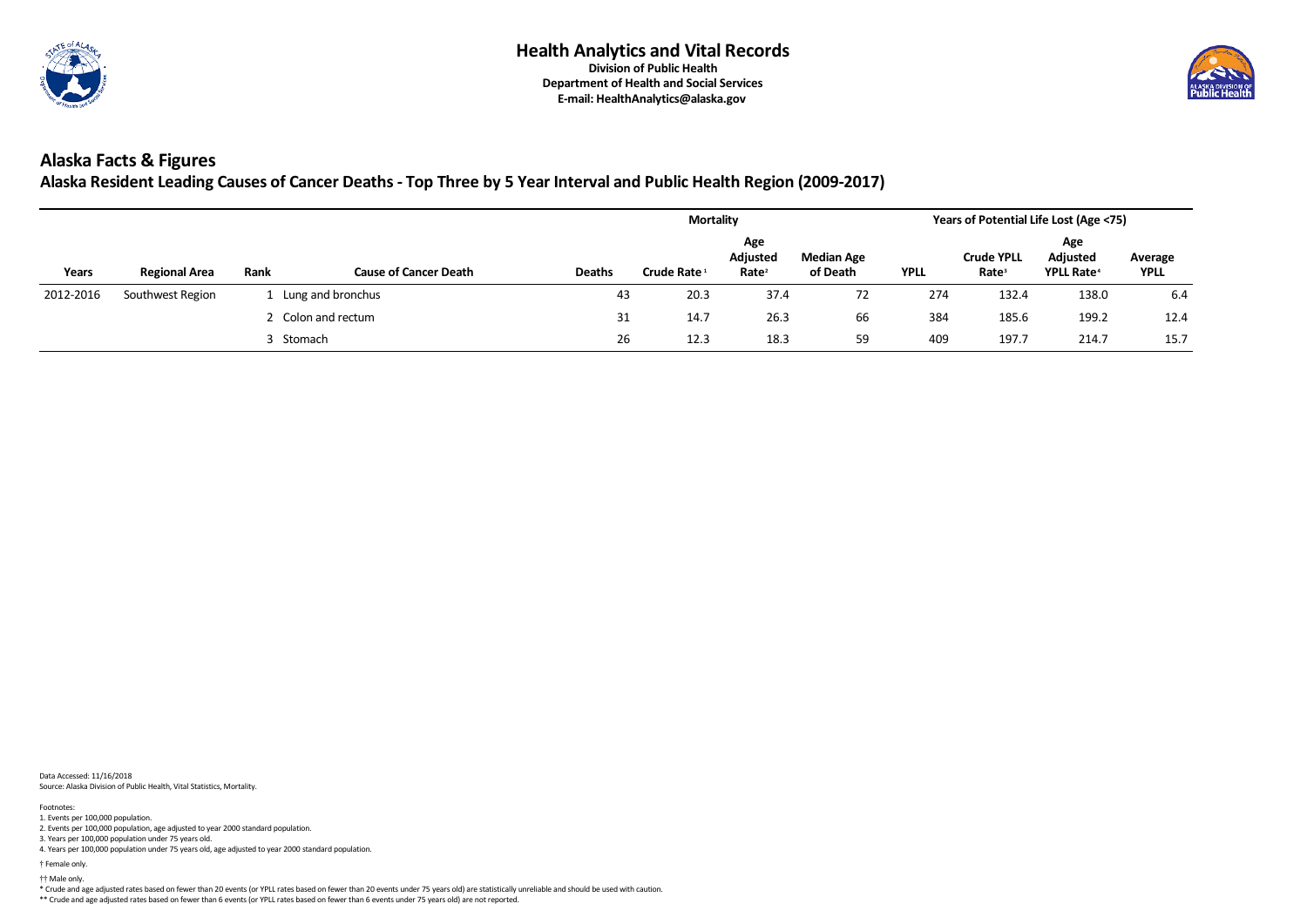# Health Analytics and Vital Records

**Division of Public Health**
**Department of Health and Social Services**
**E-mail: HealthAnalytics@alaska.gov**

## Alaska Facts & Figures

### Alaska Resident Leading Causes of Cancer Deaths - Top Three by 5 Year Interval and Public Health Region (2009-2017)

| | | | | Mortality | | | | Years of Potential Life Lost (Age <75) | | | |
|---|---|---|---|---|---|---|---|---|---|---|---|
| Years | Regional Area | Rank | Cause of Cancer Death | Deaths | Crude Rate [1] | Age Adjusted Rate [2] | Median Age of Death | YPLL | Crude YPLL Rate [3] | Age Adjusted YPLL Rate [4] | Average YPLL |
| 2012-2016 | Southwest Region | 1 | Lung and bronchus | 43 | 20.3 | 37.4 | 72 | 274 | 132.4 | 138.0 | 6.4 |
| | | 2 | Colon and rectum | 31 | 14.7 | 26.3 | 66 | 384 | 185.6 | 199.2 | 12.4 |
| | | 3 | Stomach | 26 | 12.3 | 18.3 | 59 | 409 | 197.7 | 214.7 | 15.7 |

Data Accessed: 11/16/2018
Source: Alaska Division of Public Health, Vital Statistics, Mortality.

Footnotes:
1. Events per 100,000 population.
2. Events per 100,000 population, age adjusted to year 2000 standard population.
3. Years per 100,000 population under 75 years old.
4. Years per 100,000 population under 75 years old, age adjusted to year 2000 standard population.

† Female only.

†† Male only.
* Crude and age adjusted rates based on fewer than 20 events (or YPLL rates based on fewer than 20 events under 75 years old) are statistically unreliable and should be used with caution.
** Crude and age adjusted rates based on fewer than 6 events (or YPLL rates based on fewer than 6 events under 75 years old) are not reported.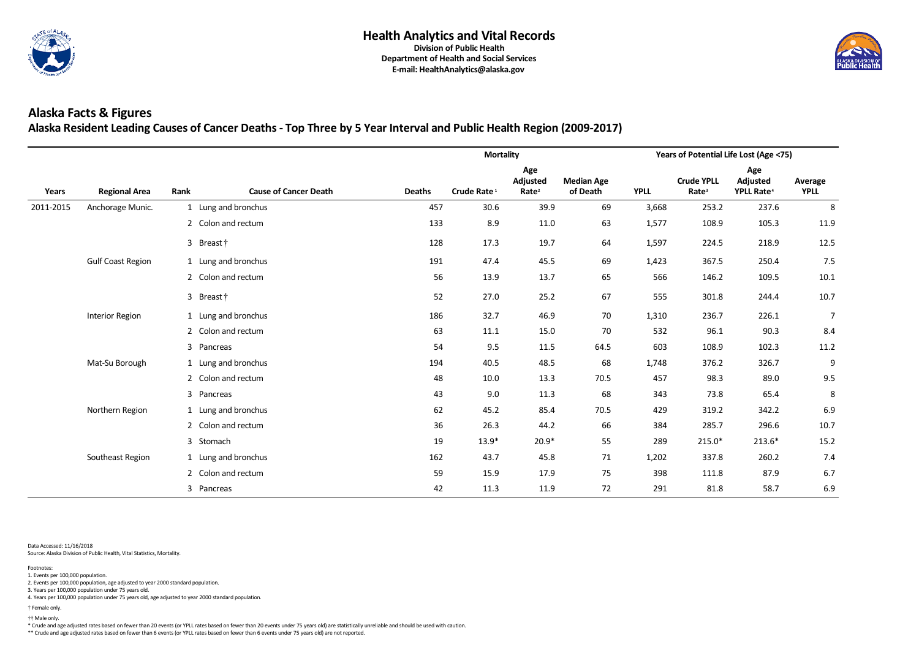# Health Analytics and Vital Records

**Division of Public Health**
**Department of Health and Social Services**
**E-mail: HealthAnalytics@alaska.gov**

## Alaska Facts & Figures

### Alaska Resident Leading Causes of Cancer Deaths - Top Three by 5 Year Interval and Public Health Region (2009-2017)

| | | | | Mortality | | | | Years of Potential Life Lost (Age <75) | | | |
|---|---|---|---|---|---|---|---|---|---|---|---|
| **Years** | **Regional Area** | **Rank** | **Cause of Cancer Death** | **Deaths** | **Crude Rate** [1] | **Age Adjusted Rate**[2] | **Median Age of Death** | **YPLL** | **Crude YPLL Rate**[3] | **Age Adjusted YPLL Rate**[4] | **Average YPLL** |
| 2011-2015 | Anchorage Munic. | 1 | Lung and bronchus | 457 | 30.6 | 39.9 | 69 | 3,668 | 253.2 | 237.6 | 8 |
| | | 2 | Colon and rectum | 133 | 8.9 | 11.0 | 63 | 1,577 | 108.9 | 105.3 | 11.9 |
| | | 3 | Breast † | 128 | 17.3 | 19.7 | 64 | 1,597 | 224.5 | 218.9 | 12.5 |
| | Gulf Coast Region | 1 | Lung and bronchus | 191 | 47.4 | 45.5 | 69 | 1,423 | 367.5 | 250.4 | 7.5 |
| | | 2 | Colon and rectum | 56 | 13.9 | 13.7 | 65 | 566 | 146.2 | 109.5 | 10.1 |
| | | 3 | Breast † | 52 | 27.0 | 25.2 | 67 | 555 | 301.8 | 244.4 | 10.7 |
| | Interior Region | 1 | Lung and bronchus | 186 | 32.7 | 46.9 | 70 | 1,310 | 236.7 | 226.1 | 7 |
| | | 2 | Colon and rectum | 63 | 11.1 | 15.0 | 70 | 532 | 96.1 | 90.3 | 8.4 |
| | | 3 | Pancreas | 54 | 9.5 | 11.5 | 64.5 | 603 | 108.9 | 102.3 | 11.2 |
| | Mat-Su Borough | 1 | Lung and bronchus | 194 | 40.5 | 48.5 | 68 | 1,748 | 376.2 | 326.7 | 9 |
| | | 2 | Colon and rectum | 48 | 10.0 | 13.3 | 70.5 | 457 | 98.3 | 89.0 | 9.5 |
| | | 3 | Pancreas | 43 | 9.0 | 11.3 | 68 | 343 | 73.8 | 65.4 | 8 |
| | Northern Region | 1 | Lung and bronchus | 62 | 45.2 | 85.4 | 70.5 | 429 | 319.2 | 342.2 | 6.9 |
| | | 2 | Colon and rectum | 36 | 26.3 | 44.2 | 66 | 384 | 285.7 | 296.6 | 10.7 |
| | | 3 | Stomach | 19 | 13.9* | 20.9* | 55 | 289 | 215.0* | 213.6* | 15.2 |
| | Southeast Region | 1 | Lung and bronchus | 162 | 43.7 | 45.8 | 71 | 1,202 | 337.8 | 260.2 | 7.4 |
| | | 2 | Colon and rectum | 59 | 15.9 | 17.9 | 75 | 398 | 111.8 | 87.9 | 6.7 |
| | | 3 | Pancreas | 42 | 11.3 | 11.9 | 72 | 291 | 81.8 | 58.7 | 6.9 |

Data Accessed: 11/16/2018
Source: Alaska Division of Public Health, Vital Statistics, Mortality.

Footnotes:
1. Events per 100,000 population.
2. Events per 100,000 population, age adjusted to year 2000 standard population.
3. Years per 100,000 population under 75 years old.
4. Years per 100,000 population under 75 years old, age adjusted to year 2000 standard population.

† Female only.

†† Male only.

* Crude and age adjusted rates based on fewer than 20 events (or YPLL rates based on fewer than 20 events under 75 years old) are statistically unreliable and should be used with caution.

** Crude and age adjusted rates based on fewer than 6 events (or YPLL rates based on fewer than 6 events under 75 years old) are not reported.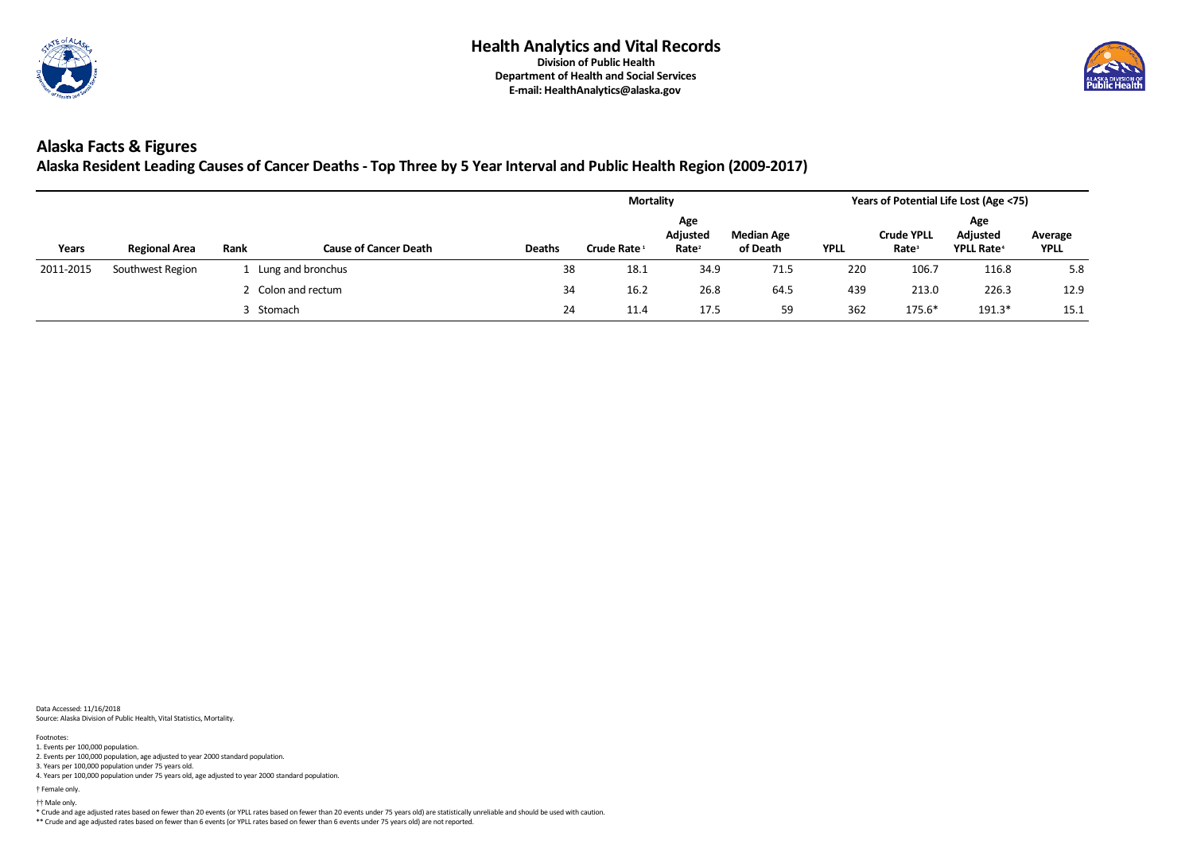# Health Analytics and Vital Records

**Division of Public Health**
**Department of Health and Social Services**
**E-mail: HealthAnalytics@alaska.gov**

## Alaska Facts & Figures

### Alaska Resident Leading Causes of Cancer Deaths - Top Three by 5 Year Interval and Public Health Region (2009-2017)

| | | | | Mortality | | | | Years of Potential Life Lost (Age <75) | | | |
|---|---|---|---|---|---|---|---|---|---|---|---|
| Years | Regional Area | Rank | Cause of Cancer Death | Deaths | Crude Rate [1] | Age Adjusted Rate [2] | Median Age of Death | YPLL | Crude YPLL Rate [3] | Age Adjusted YPLL Rate [4] | Average YPLL |
| 2011-2015 | Southwest Region | 1 | Lung and bronchus | 38 | 18.1 | 34.9 | 71.5 | 220 | 106.7 | 116.8 | 5.8 |
| | | 2 | Colon and rectum | 34 | 16.2 | 26.8 | 64.5 | 439 | 213.0 | 226.3 | 12.9 |
| | | 3 | Stomach | 24 | 11.4 | 17.5 | 59 | 362 | 175.6* | 191.3* | 15.1 |

Data Accessed: 11/16/2018
Source: Alaska Division of Public Health, Vital Statistics, Mortality.

Footnotes:
1. Events per 100,000 population.
2. Events per 100,000 population, age adjusted to year 2000 standard population.
3. Years per 100,000 population under 75 years old.
4. Years per 100,000 population under 75 years old, age adjusted to year 2000 standard population.

† Female only.

†† Male only.

* Crude and age adjusted rates based on fewer than 20 events (or YPLL rates based on fewer than 20 events under 75 years old) are statistically unreliable and should be used with caution.

** Crude and age adjusted rates based on fewer than 6 events (or YPLL rates based on fewer than 6 events under 75 years old) are not reported.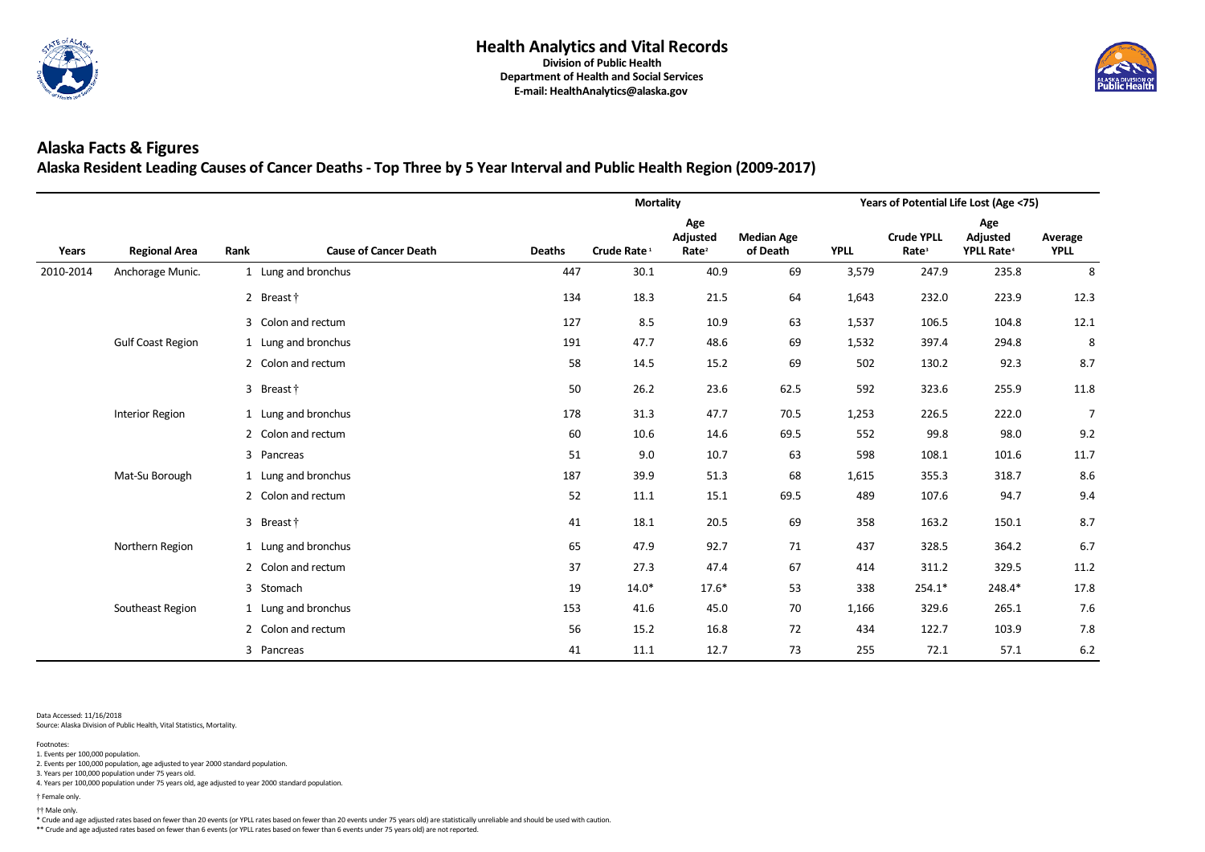# Health Analytics and Vital Records

**Division of Public Health**
**Department of Health and Social Services**
**E-mail: HealthAnalytics@alaska.gov**

## Alaska Facts & Figures

### Alaska Resident Leading Causes of Cancer Deaths - Top Three by 5 Year Interval and Public Health Region (2009-2017)

| | | | | Mortality | | | | Years of Potential Life Lost (Age <75) | | | |
|---|---|---|---|---|---|---|---|---|---|---|---|
| Years | Regional Area | Rank | Cause of Cancer Death | Deaths | Crude Rate[1] | Age Adjusted Rate[2] | Median Age of Death | YPLL | Crude YPLL Rate[3] | Age Adjusted YPLL Rate[4] | Average YPLL |
| 2010-2014 | Anchorage Munic. | 1 | Lung and bronchus | 447 | 30.1 | 40.9 | 69 | 3,579 | 247.9 | 235.8 | 8 |
| | | 2 | Breast † | 134 | 18.3 | 21.5 | 64 | 1,643 | 232.0 | 223.9 | 12.3 |
| | | 3 | Colon and rectum | 127 | 8.5 | 10.9 | 63 | 1,537 | 106.5 | 104.8 | 12.1 |
| | Gulf Coast Region | 1 | Lung and bronchus | 191 | 47.7 | 48.6 | 69 | 1,532 | 397.4 | 294.8 | 8 |
| | | 2 | Colon and rectum | 58 | 14.5 | 15.2 | 69 | 502 | 130.2 | 92.3 | 8.7 |
| | | 3 | Breast † | 50 | 26.2 | 23.6 | 62.5 | 592 | 323.6 | 255.9 | 11.8 |
| | Interior Region | 1 | Lung and bronchus | 178 | 31.3 | 47.7 | 70.5 | 1,253 | 226.5 | 222.0 | 7 |
| | | 2 | Colon and rectum | 60 | 10.6 | 14.6 | 69.5 | 552 | 99.8 | 98.0 | 9.2 |
| | | 3 | Pancreas | 51 | 9.0 | 10.7 | 63 | 598 | 108.1 | 101.6 | 11.7 |
| | Mat-Su Borough | 1 | Lung and bronchus | 187 | 39.9 | 51.3 | 68 | 1,615 | 355.3 | 318.7 | 8.6 |
| | | 2 | Colon and rectum | 52 | 11.1 | 15.1 | 69.5 | 489 | 107.6 | 94.7 | 9.4 |
| | | 3 | Breast † | 41 | 18.1 | 20.5 | 69 | 358 | 163.2 | 150.1 | 8.7 |
| | Northern Region | 1 | Lung and bronchus | 65 | 47.9 | 92.7 | 71 | 437 | 328.5 | 364.2 | 6.7 |
| | | 2 | Colon and rectum | 37 | 27.3 | 47.4 | 67 | 414 | 311.2 | 329.5 | 11.2 |
| | | 3 | Stomach | 19 | 14.0* | 17.6* | 53 | 338 | 254.1* | 248.4* | 17.8 |
| | Southeast Region | 1 | Lung and bronchus | 153 | 41.6 | 45.0 | 70 | 1,166 | 329.6 | 265.1 | 7.6 |
| | | 2 | Colon and rectum | 56 | 15.2 | 16.8 | 72 | 434 | 122.7 | 103.9 | 7.8 |
| | | 3 | Pancreas | 41 | 11.1 | 12.7 | 73 | 255 | 72.1 | 57.1 | 6.2 |

Data Accessed: 11/16/2018
Source: Alaska Division of Public Health, Vital Statistics, Mortality.

Footnotes:
1. Events per 100,000 population.
2. Events per 100,000 population, age adjusted to year 2000 standard population.
3. Years per 100,000 population under 75 years old.
4. Years per 100,000 population under 75 years old, age adjusted to year 2000 standard population.

† Female only.

†† Male only.

* Crude and age adjusted rates based on fewer than 20 events (or YPLL rates based on fewer than 20 events under 75 years old) are statistically unreliable and should be used with caution.

** Crude and age adjusted rates based on fewer than 6 events (or YPLL rates based on fewer than 6 events under 75 years old) are not reported.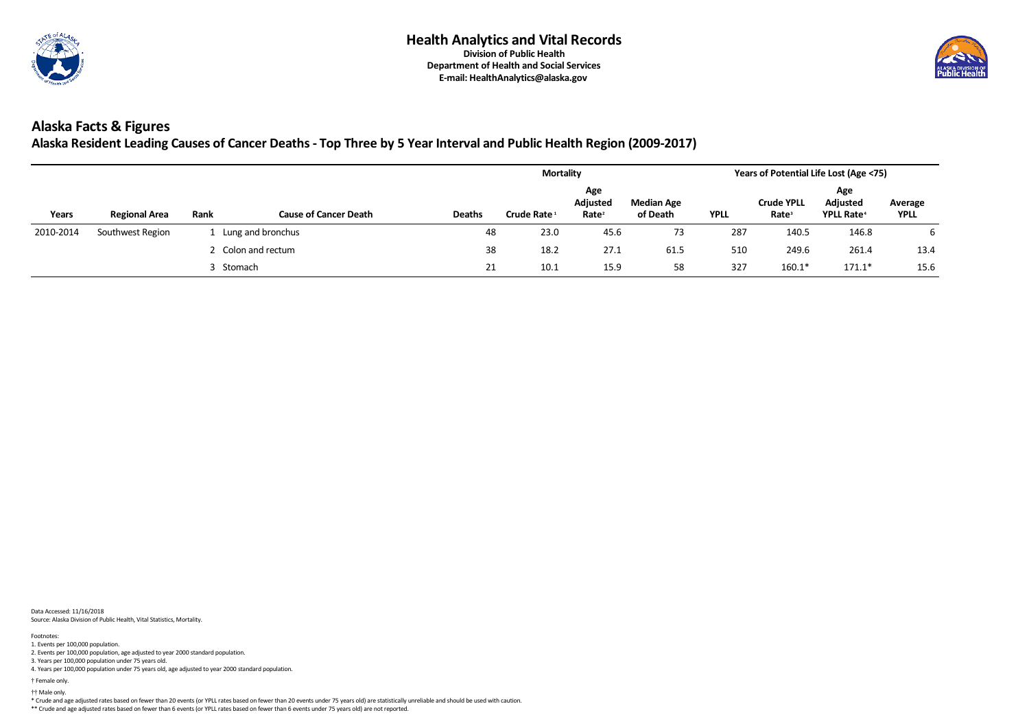# Health Analytics and Vital Records

**Division of Public Health**
**Department of Health and Social Services**
**E-mail: HealthAnalytics@alaska.gov**

## Alaska Facts & Figures

### Alaska Resident Leading Causes of Cancer Deaths - Top Three by 5 Year Interval and Public Health Region (2009-2017)

| | | | | Mortality | | | | Years of Potential Life Lost (Age <75) | | | |
|---|---|---|---|---|---|---|---|---|---|---|---|
| Years | Regional Area | Rank | Cause of Cancer Death | Deaths | Crude Rate[1] | Age Adjusted Rate[2] | Median Age of Death | YPLL | Crude YPLL Rate[3] | Age Adjusted YPLL Rate[4] | Average YPLL |
| 2010-2014 | Southwest Region | 1 | Lung and bronchus | 48 | 23.0 | 45.6 | 73 | 287 | 140.5 | 146.8 | 6 |
| | | 2 | Colon and rectum | 38 | 18.2 | 27.1 | 61.5 | 510 | 249.6 | 261.4 | 13.4 |
| | | 3 | Stomach | 21 | 10.1 | 15.9 | 58 | 327 | 160.1* | 171.1* | 15.6 |

Data Accessed: 11/16/2018
Source: Alaska Division of Public Health, Vital Statistics, Mortality.

Footnotes:
1. Events per 100,000 population.
2. Events per 100,000 population, age adjusted to year 2000 standard population.
3. Years per 100,000 population under 75 years old.
4. Years per 100,000 population under 75 years old, age adjusted to year 2000 standard population.

† Female only.

†† Male only.
* Crude and age adjusted rates based on fewer than 20 events (or YPLL rates based on fewer than 20 events under 75 years old) are statistically unreliable and should be used with caution.
** Crude and age adjusted rates based on fewer than 6 events (or YPLL rates based on fewer than 6 events under 75 years old) are not reported.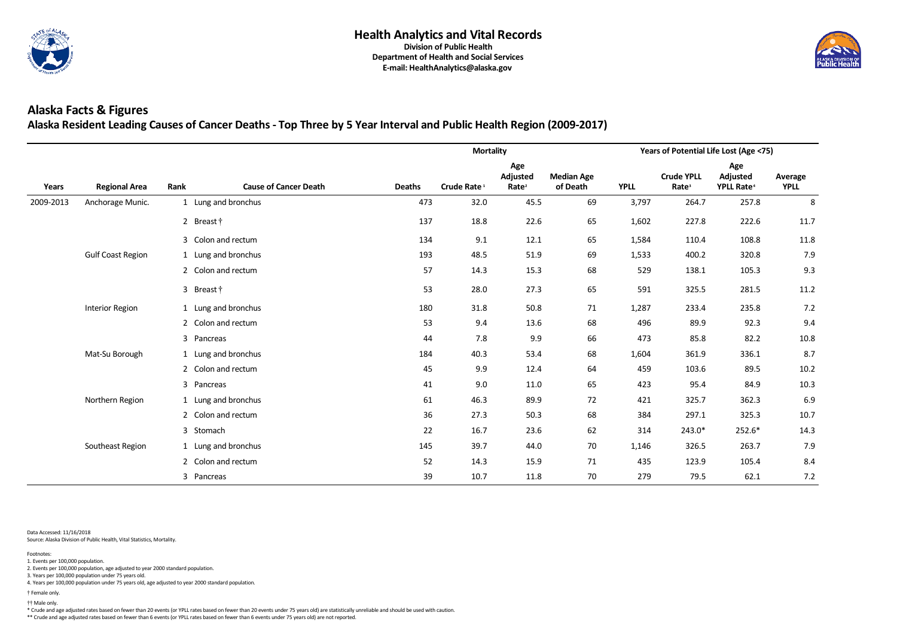**Health Analytics and Vital Records**
**Division of Public Health**
**Department of Health and Social Services**
**E-mail: HealthAnalytics@alaska.gov**

# Alaska Facts & Figures

## Alaska Resident Leading Causes of Cancer Deaths - Top Three by 5 Year Interval and Public Health Region (2009-2017)

| | | | | Mortality | | | | Years of Potential Life Lost (Age <75) | | | |
|---|---|---|---|---|---|---|---|---|---|---|---|
| Years | Regional Area | Rank | Cause of Cancer Death | Deaths | Crude Rate [1] | Age Adjusted Rate [2] | Median Age of Death | YPLL | Crude YPLL Rate [3] | Age Adjusted YPLL Rate [4] | Average YPLL |
| 2009-2013 | Anchorage Munic. | 1 | Lung and bronchus | 473 | 32.0 | 45.5 | 69 | 3,797 | 264.7 | 257.8 | 8 |
| | | 2 | Breast † | 137 | 18.8 | 22.6 | 65 | 1,602 | 227.8 | 222.6 | 11.7 |
| | | 3 | Colon and rectum | 134 | 9.1 | 12.1 | 65 | 1,584 | 110.4 | 108.8 | 11.8 |
| | Gulf Coast Region | 1 | Lung and bronchus | 193 | 48.5 | 51.9 | 69 | 1,533 | 400.2 | 320.8 | 7.9 |
| | | 2 | Colon and rectum | 57 | 14.3 | 15.3 | 68 | 529 | 138.1 | 105.3 | 9.3 |
| | | 3 | Breast † | 53 | 28.0 | 27.3 | 65 | 591 | 325.5 | 281.5 | 11.2 |
| | Interior Region | 1 | Lung and bronchus | 180 | 31.8 | 50.8 | 71 | 1,287 | 233.4 | 235.8 | 7.2 |
| | | 2 | Colon and rectum | 53 | 9.4 | 13.6 | 68 | 496 | 89.9 | 92.3 | 9.4 |
| | | 3 | Pancreas | 44 | 7.8 | 9.9 | 66 | 473 | 85.8 | 82.2 | 10.8 |
| | Mat-Su Borough | 1 | Lung and bronchus | 184 | 40.3 | 53.4 | 68 | 1,604 | 361.9 | 336.1 | 8.7 |
| | | 2 | Colon and rectum | 45 | 9.9 | 12.4 | 64 | 459 | 103.6 | 89.5 | 10.2 |
| | | 3 | Pancreas | 41 | 9.0 | 11.0 | 65 | 423 | 95.4 | 84.9 | 10.3 |
| | Northern Region | 1 | Lung and bronchus | 61 | 46.3 | 89.9 | 72 | 421 | 325.7 | 362.3 | 6.9 |
| | | 2 | Colon and rectum | 36 | 27.3 | 50.3 | 68 | 384 | 297.1 | 325.3 | 10.7 |
| | | 3 | Stomach | 22 | 16.7 | 23.6 | 62 | 314 | 243.0* | 252.6* | 14.3 |
| | Southeast Region | 1 | Lung and bronchus | 145 | 39.7 | 44.0 | 70 | 1,146 | 326.5 | 263.7 | 7.9 |
| | | 2 | Colon and rectum | 52 | 14.3 | 15.9 | 71 | 435 | 123.9 | 105.4 | 8.4 |
| | | 3 | Pancreas | 39 | 10.7 | 11.8 | 70 | 279 | 79.5 | 62.1 | 7.2 |

Data Accessed: 11/16/2018
Source: Alaska Division of Public Health, Vital Statistics, Mortality.

Footnotes:
1. Events per 100,000 population.
2. Events per 100,000 population, age adjusted to year 2000 standard population.
3. Years per 100,000 population under 75 years old.
4. Years per 100,000 population under 75 years old, age adjusted to year 2000 standard population.

† Female only.

†† Male only.

* Crude and age adjusted rates based on fewer than 20 events (or YPLL rates based on fewer than 20 events under 75 years old) are statistically unreliable and should be used with caution.

** Crude and age adjusted rates based on fewer than 6 events (or YPLL rates based on fewer than 6 events under 75 years old) are not reported.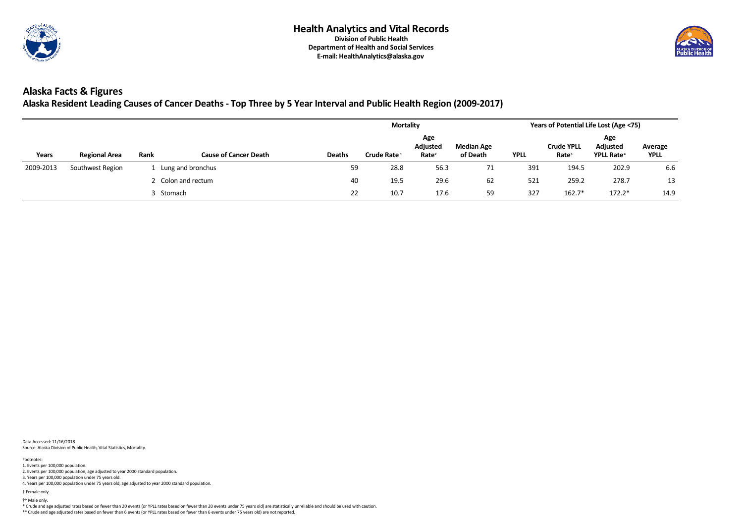# Health Analytics and Vital Records

**Division of Public Health**
**Department of Health and Social Services**
**E-mail: HealthAnalytics@alaska.gov**

## Alaska Facts & Figures

### Alaska Resident Leading Causes of Cancer Deaths - Top Three by 5 Year Interval and Public Health Region (2009-2017)

| | | | | Mortality | | | | Years of Potential Life Lost (Age <75) | | | |
|---|---|---|---|---|---|---|---|---|---|---|---|
| Years | Regional Area | Rank | Cause of Cancer Death | Deaths | Crude Rate[1] | Age Adjusted Rate[2] | Median Age of Death | YPLL | Crude YPLL Rate[3] | Age Adjusted YPLL Rate[4] | Average YPLL |
| 2009-2013 | Southwest Region | 1 | Lung and bronchus | 59 | 28.8 | 56.3 | 71 | 391 | 194.5 | 202.9 | 6.6 |
| | | 2 | Colon and rectum | 40 | 19.5 | 29.6 | 62 | 521 | 259.2 | 278.7 | 13 |
| | | 3 | Stomach | 22 | 10.7 | 17.6 | 59 | 327 | 162.7* | 172.2* | 14.9 |

Data Accessed: 11/16/2018
Source: Alaska Division of Public Health, Vital Statistics, Mortality.

Footnotes:
1. Events per 100,000 population.
2. Events per 100,000 population, age adjusted to year 2000 standard population.
3. Years per 100,000 population under 75 years old.
4. Years per 100,000 population under 75 years old, age adjusted to year 2000 standard population.

† Female only.

†† Male only.
* Crude and age adjusted rates based on fewer than 20 events (or YPLL rates based on fewer than 20 events under 75 years old) are statistically unreliable and should be used with caution.
** Crude and age adjusted rates based on fewer than 6 events (or YPLL rates based on fewer than 6 events under 75 years old) are not reported.